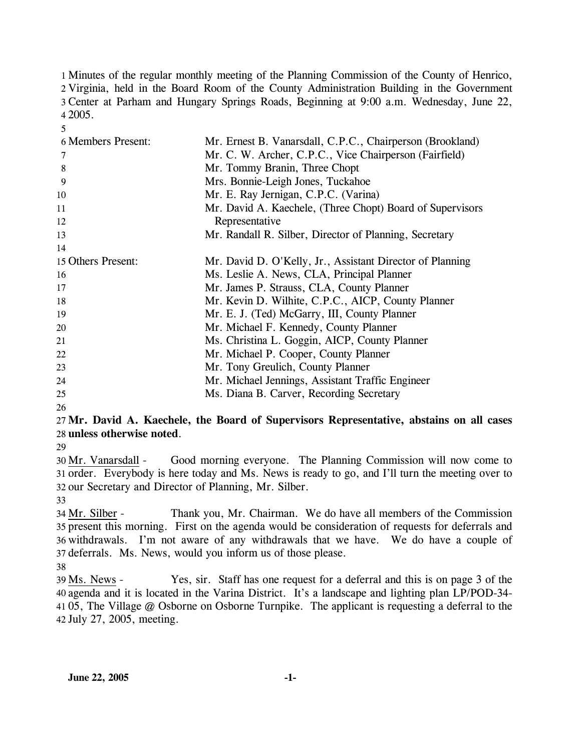Minutes of the regular monthly meeting of the Planning Commission of the County of Henrico, Virginia, held in the Board Room of the County Administration Building in the Government Center at Parham and Hungary Springs Roads, Beginning at 9:00 a.m. Wednesday, June 22, 2005.

| | |
|---|---|
| Members Present: | Mr. Ernest B. Vanarsdall, C.P.C., Chairperson (Brookland) |
| | Mr. C. W. Archer, C.P.C., Vice Chairperson (Fairfield) |
| | Mr. Tommy Branin, Three Chopt |
| | Mrs. Bonnie-Leigh Jones, Tuckahoe |
| | Mr. E. Ray Jernigan, C.P.C. (Varina) |
| | Mr. David A. Kaechele, (Three Chopt) Board of Supervisors Representative |
| | Mr. Randall R. Silber, Director of Planning, Secretary |
| Others Present: | Mr. David D. O'Kelly, Jr., Assistant Director of Planning |
| | Ms. Leslie A. News, CLA, Principal Planner |
| | Mr. James P. Strauss, CLA, County Planner |
| | Mr. Kevin D. Wilhite, C.P.C., AICP, County Planner |
| | Mr. E. J. (Ted) McGarry, III, County Planner |
| | Mr. Michael F. Kennedy, County Planner |
| | Ms. Christina L. Goggin, AICP, County Planner |
| | Mr. Michael P. Cooper, County Planner |
| | Mr. Tony Greulich, County Planner |
| | Mr. Michael Jennings, Assistant Traffic Engineer |
| | Ms. Diana B. Carver, Recording Secretary |

**Mr. David A. Kaechele, the Board of Supervisors Representative, abstains on all cases unless otherwise noted**.

Mr. Vanarsdall - Good morning everyone. The Planning Commission will now come to order. Everybody is here today and Ms. News is ready to go, and I'll turn the meeting over to our Secretary and Director of Planning, Mr. Silber.

Mr. Silber - Thank you, Mr. Chairman. We do have all members of the Commission present this morning. First on the agenda would be consideration of requests for deferrals and withdrawals. I'm not aware of any withdrawals that we have. We do have a couple of deferrals. Ms. News, would you inform us of those please.

Ms. News - Yes, sir. Staff has one request for a deferral and this is on page 3 of the agenda and it is located in the Varina District. It's a landscape and lighting plan LP/POD-34-05, The Village @ Osborne on Osborne Turnpike. The applicant is requesting a deferral to the July 27, 2005, meeting.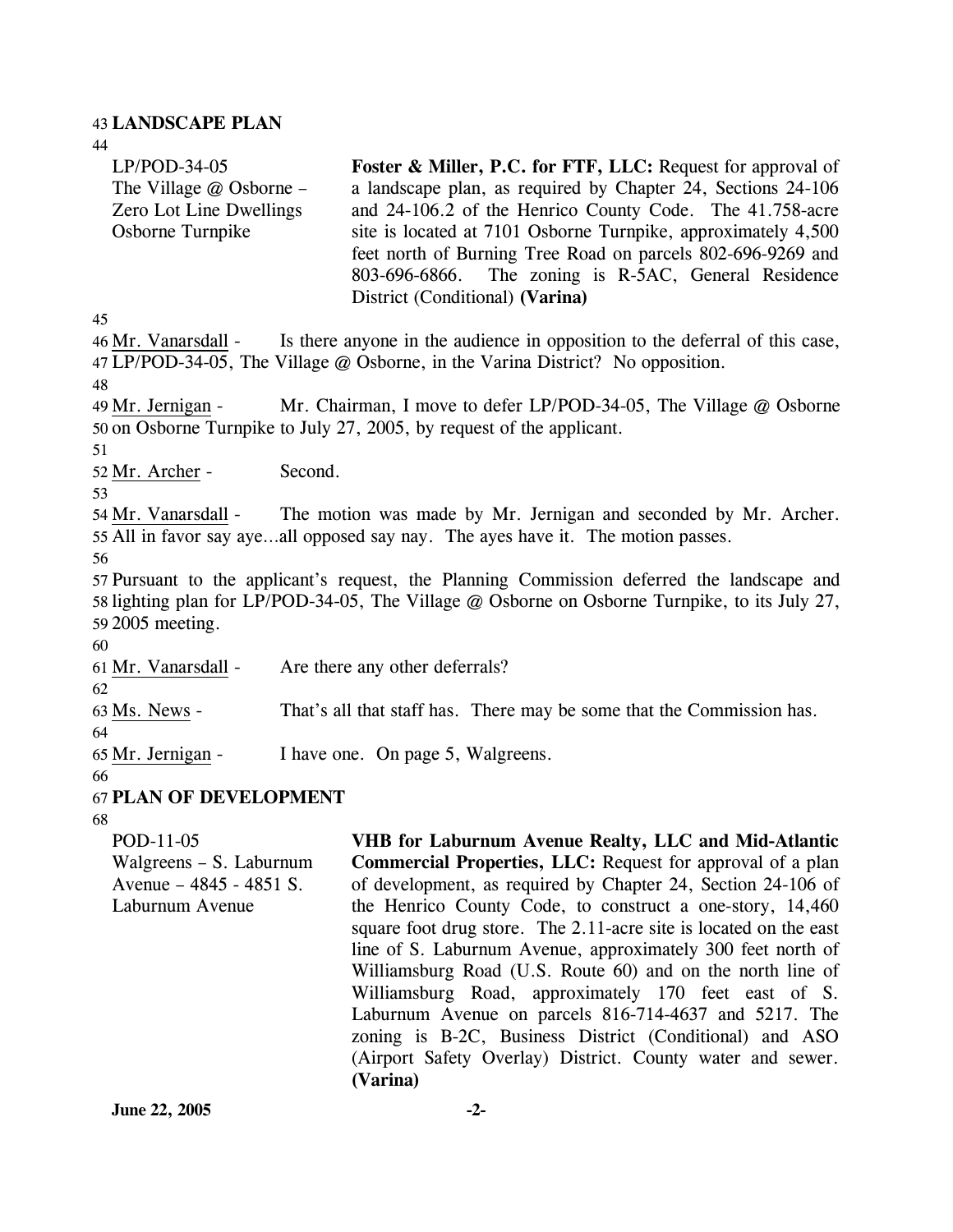**LANDSCAPE PLAN**

| | |
|---|---|
| LP/POD-34-05<br>The Village @ Osborne – Zero Lot Line Dwellings<br>Osborne Turnpike | **Foster & Miller, P.C. for FTF, LLC:** Request for approval of a landscape plan, as required by Chapter 24, Sections 24-106 and 24-106.2 of the Henrico County Code. The 41.758-acre site is located at 7101 Osborne Turnpike, approximately 4,500 feet north of Burning Tree Road on parcels 802-696-9269 and 803-696-6866. The zoning is R-5AC, General Residence District (Conditional) **(Varina)** |

Mr. Vanarsdall - Is there anyone in the audience in opposition to the deferral of this case, LP/POD-34-05, The Village @ Osborne, in the Varina District? No opposition.

Mr. Jernigan - Mr. Chairman, I move to defer LP/POD-34-05, The Village @ Osborne on Osborne Turnpike to July 27, 2005, by request of the applicant.

Mr. Archer - Second.

Mr. Vanarsdall - The motion was made by Mr. Jernigan and seconded by Mr. Archer. All in favor say aye…all opposed say nay. The ayes have it. The motion passes.

Pursuant to the applicant's request, the Planning Commission deferred the landscape and lighting plan for LP/POD-34-05, The Village @ Osborne on Osborne Turnpike, to its July 27, 2005 meeting.

Mr. Vanarsdall - Are there any other deferrals?

Ms. News - That's all that staff has. There may be some that the Commission has.

Mr. Jernigan - I have one. On page 5, Walgreens.

**PLAN OF DEVELOPMENT**

| | |
|---|---|
| POD-11-05<br>Walgreens – S. Laburnum Avenue – 4845 - 4851 S. Laburnum Avenue | **VHB for Laburnum Avenue Realty, LLC and Mid-Atlantic Commercial Properties, LLC:** Request for approval of a plan of development, as required by Chapter 24, Section 24-106 of the Henrico County Code, to construct a one-story, 14,460 square foot drug store. The 2.11-acre site is located on the east line of S. Laburnum Avenue, approximately 300 feet north of Williamsburg Road (U.S. Route 60) and on the north line of Williamsburg Road, approximately 170 feet east of S. Laburnum Avenue on parcels 816-714-4637 and 5217. The zoning is B-2C, Business District (Conditional) and ASO (Airport Safety Overlay) District. County water and sewer. **(Varina)** |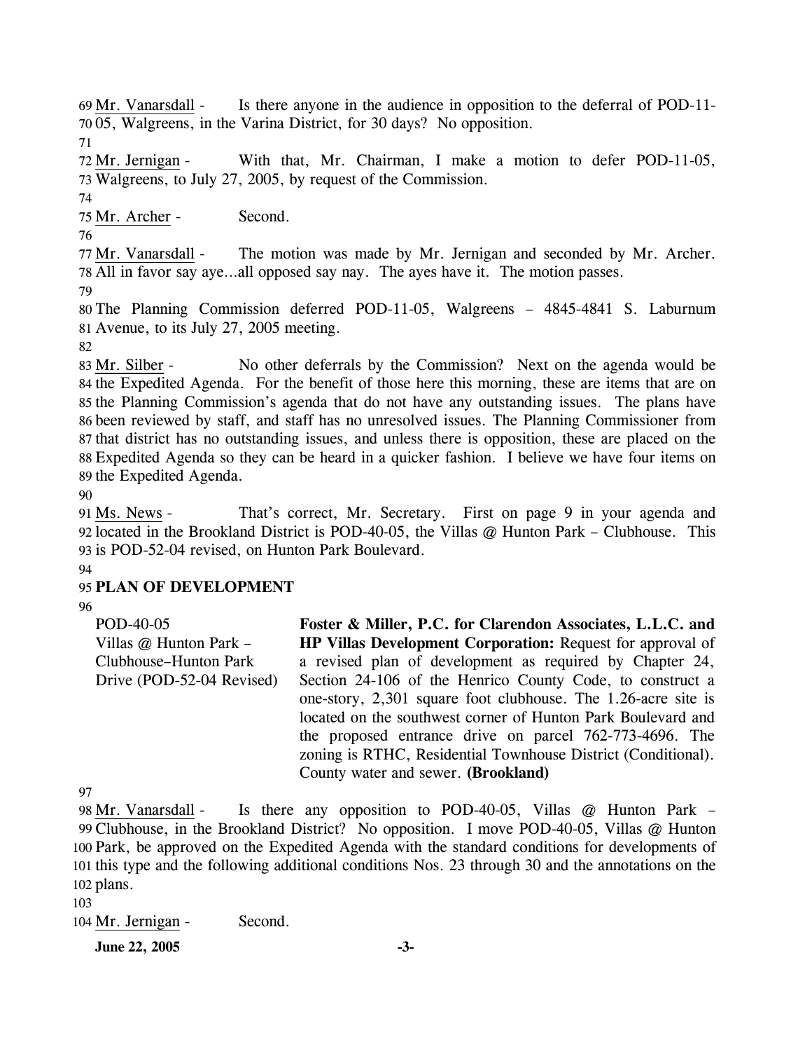Mr. Vanarsdall - Is there anyone in the audience in opposition to the deferral of POD-11-05, Walgreens, in the Varina District, for 30 days? No opposition.

Mr. Jernigan - With that, Mr. Chairman, I make a motion to defer POD-11-05, Walgreens, to July 27, 2005, by request of the Commission.

Mr. Archer - Second.

Mr. Vanarsdall - The motion was made by Mr. Jernigan and seconded by Mr. Archer. All in favor say aye…all opposed say nay. The ayes have it. The motion passes.

The Planning Commission deferred POD-11-05, Walgreens – 4845-4841 S. Laburnum Avenue, to its July 27, 2005 meeting.

Mr. Silber - No other deferrals by the Commission? Next on the agenda would be the Expedited Agenda. For the benefit of those here this morning, these are items that are on the Planning Commission's agenda that do not have any outstanding issues. The plans have been reviewed by staff, and staff has no unresolved issues. The Planning Commissioner from that district has no outstanding issues, and unless there is opposition, these are placed on the Expedited Agenda so they can be heard in a quicker fashion. I believe we have four items on the Expedited Agenda.

Ms. News - That's correct, Mr. Secretary. First on page 9 in your agenda and located in the Brookland District is POD-40-05, the Villas @ Hunton Park – Clubhouse. This is POD-52-04 revised, on Hunton Park Boulevard.

## PLAN OF DEVELOPMENT

| | |
|---|---|
| POD-40-05<br>Villas @ Hunton Park – Clubhouse–Hunton Park Drive (POD-52-04 Revised) | **Foster & Miller, P.C. for Clarendon Associates, L.L.C. and HP Villas Development Corporation:** Request for approval of a revised plan of development as required by Chapter 24, Section 24-106 of the Henrico County Code, to construct a one-story, 2,301 square foot clubhouse. The 1.26-acre site is located on the southwest corner of Hunton Park Boulevard and the proposed entrance drive on parcel 762-773-4696. The zoning is RTHC, Residential Townhouse District (Conditional). County water and sewer. **(Brookland)** |

Mr. Vanarsdall - Is there any opposition to POD-40-05, Villas @ Hunton Park – Clubhouse, in the Brookland District? No opposition. I move POD-40-05, Villas @ Hunton Park, be approved on the Expedited Agenda with the standard conditions for developments of this type and the following additional conditions Nos. 23 through 30 and the annotations on the plans.

Mr. Jernigan - Second.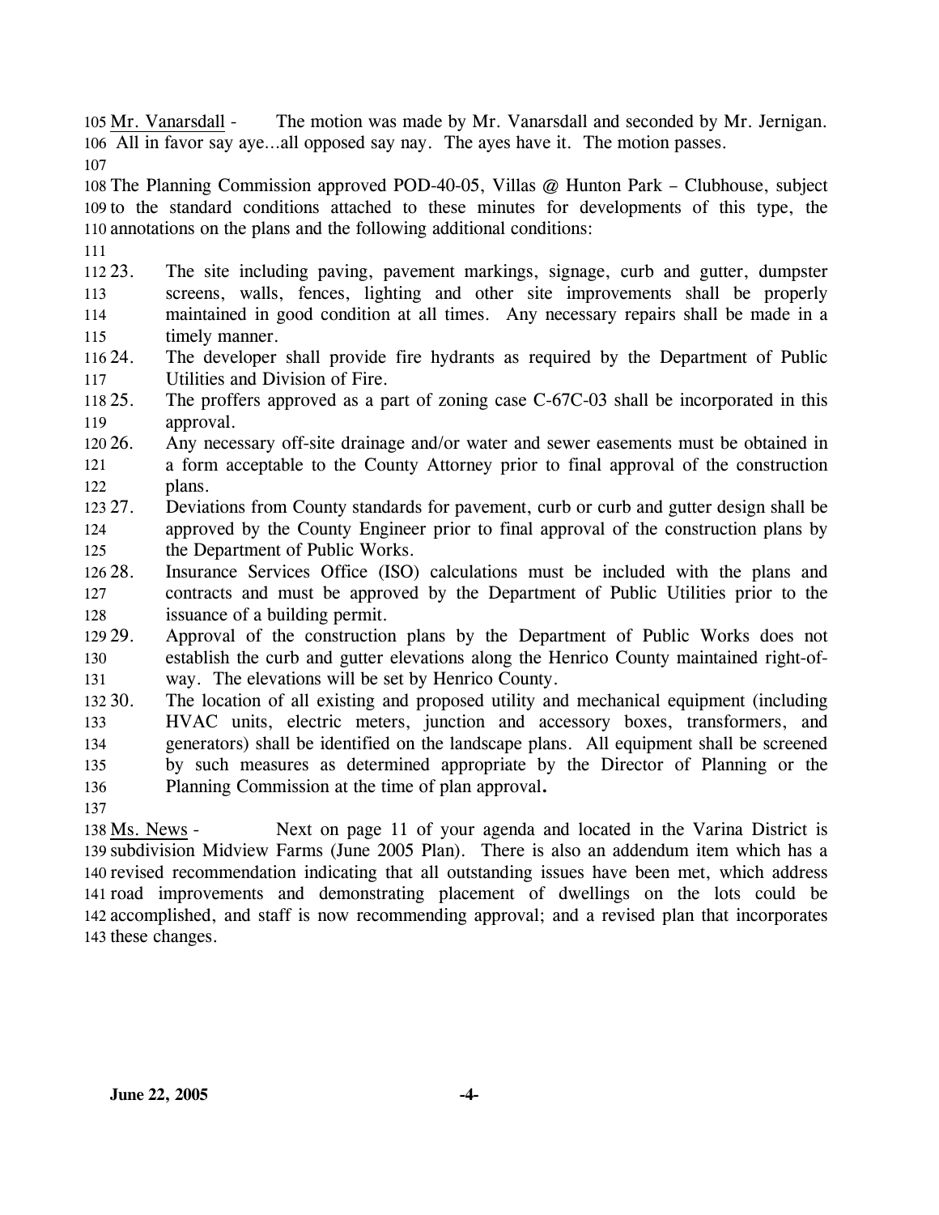Mr. Vanarsdall - The motion was made by Mr. Vanarsdall and seconded by Mr. Jernigan. All in favor say aye…all opposed say nay. The ayes have it. The motion passes.

The Planning Commission approved POD-40-05, Villas @ Hunton Park – Clubhouse, subject to the standard conditions attached to these minutes for developments of this type, the annotations on the plans and the following additional conditions:

23. The site including paving, pavement markings, signage, curb and gutter, dumpster screens, walls, fences, lighting and other site improvements shall be properly maintained in good condition at all times. Any necessary repairs shall be made in a timely manner.
24. The developer shall provide fire hydrants as required by the Department of Public Utilities and Division of Fire.
25. The proffers approved as a part of zoning case C-67C-03 shall be incorporated in this approval.
26. Any necessary off-site drainage and/or water and sewer easements must be obtained in a form acceptable to the County Attorney prior to final approval of the construction plans.
27. Deviations from County standards for pavement, curb or curb and gutter design shall be approved by the County Engineer prior to final approval of the construction plans by the Department of Public Works.
28. Insurance Services Office (ISO) calculations must be included with the plans and contracts and must be approved by the Department of Public Utilities prior to the issuance of a building permit.
29. Approval of the construction plans by the Department of Public Works does not establish the curb and gutter elevations along the Henrico County maintained right-of-way. The elevations will be set by Henrico County.
30. The location of all existing and proposed utility and mechanical equipment (including HVAC units, electric meters, junction and accessory boxes, transformers, and generators) shall be identified on the landscape plans. All equipment shall be screened by such measures as determined appropriate by the Director of Planning or the Planning Commission at the time of plan approval**.**

Ms. News - Next on page 11 of your agenda and located in the Varina District is subdivision Midview Farms (June 2005 Plan). There is also an addendum item which has a revised recommendation indicating that all outstanding issues have been met, which address road improvements and demonstrating placement of dwellings on the lots could be accomplished, and staff is now recommending approval; and a revised plan that incorporates these changes.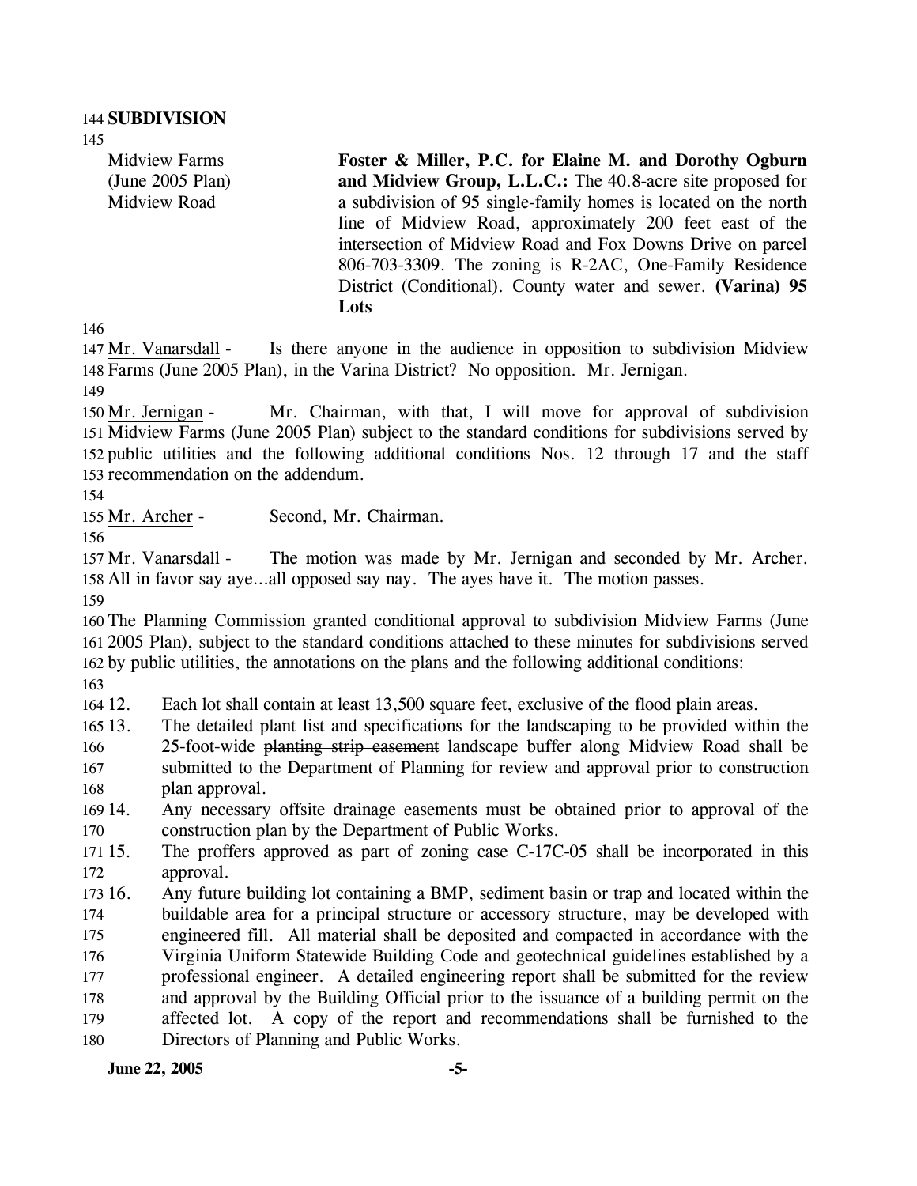**SUBDIVISION**

Midview Farms
(June 2005 Plan)
Midview Road

**Foster & Miller, P.C. for Elaine M. and Dorothy Ogburn and Midview Group, L.L.C.:** The 40.8-acre site proposed for a subdivision of 95 single-family homes is located on the north line of Midview Road, approximately 200 feet east of the intersection of Midview Road and Fox Downs Drive on parcel 806-703-3309. The zoning is R-2AC, One-Family Residence District (Conditional). County water and sewer. **(Varina) 95 Lots**

Mr. Vanarsdall - Is there anyone in the audience in opposition to subdivision Midview Farms (June 2005 Plan), in the Varina District? No opposition. Mr. Jernigan.

Mr. Jernigan - Mr. Chairman, with that, I will move for approval of subdivision Midview Farms (June 2005 Plan) subject to the standard conditions for subdivisions served by public utilities and the following additional conditions Nos. 12 through 17 and the staff recommendation on the addendum.

Mr. Archer - Second, Mr. Chairman.

Mr. Vanarsdall - The motion was made by Mr. Jernigan and seconded by Mr. Archer. All in favor say aye…all opposed say nay. The ayes have it. The motion passes.

The Planning Commission granted conditional approval to subdivision Midview Farms (June 2005 Plan), subject to the standard conditions attached to these minutes for subdivisions served by public utilities, the annotations on the plans and the following additional conditions:

12. Each lot shall contain at least 13,500 square feet, exclusive of the flood plain areas.
13. The detailed plant list and specifications for the landscaping to be provided within the 25-foot-wide ~~planting strip easement~~ landscape buffer along Midview Road shall be submitted to the Department of Planning for review and approval prior to construction plan approval.
14. Any necessary offsite drainage easements must be obtained prior to approval of the construction plan by the Department of Public Works.
15. The proffers approved as part of zoning case C-17C-05 shall be incorporated in this approval.
16. Any future building lot containing a BMP, sediment basin or trap and located within the buildable area for a principal structure or accessory structure, may be developed with engineered fill. All material shall be deposited and compacted in accordance with the Virginia Uniform Statewide Building Code and geotechnical guidelines established by a professional engineer. A detailed engineering report shall be submitted for the review and approval by the Building Official prior to the issuance of a building permit on the affected lot. A copy of the report and recommendations shall be furnished to the Directors of Planning and Public Works.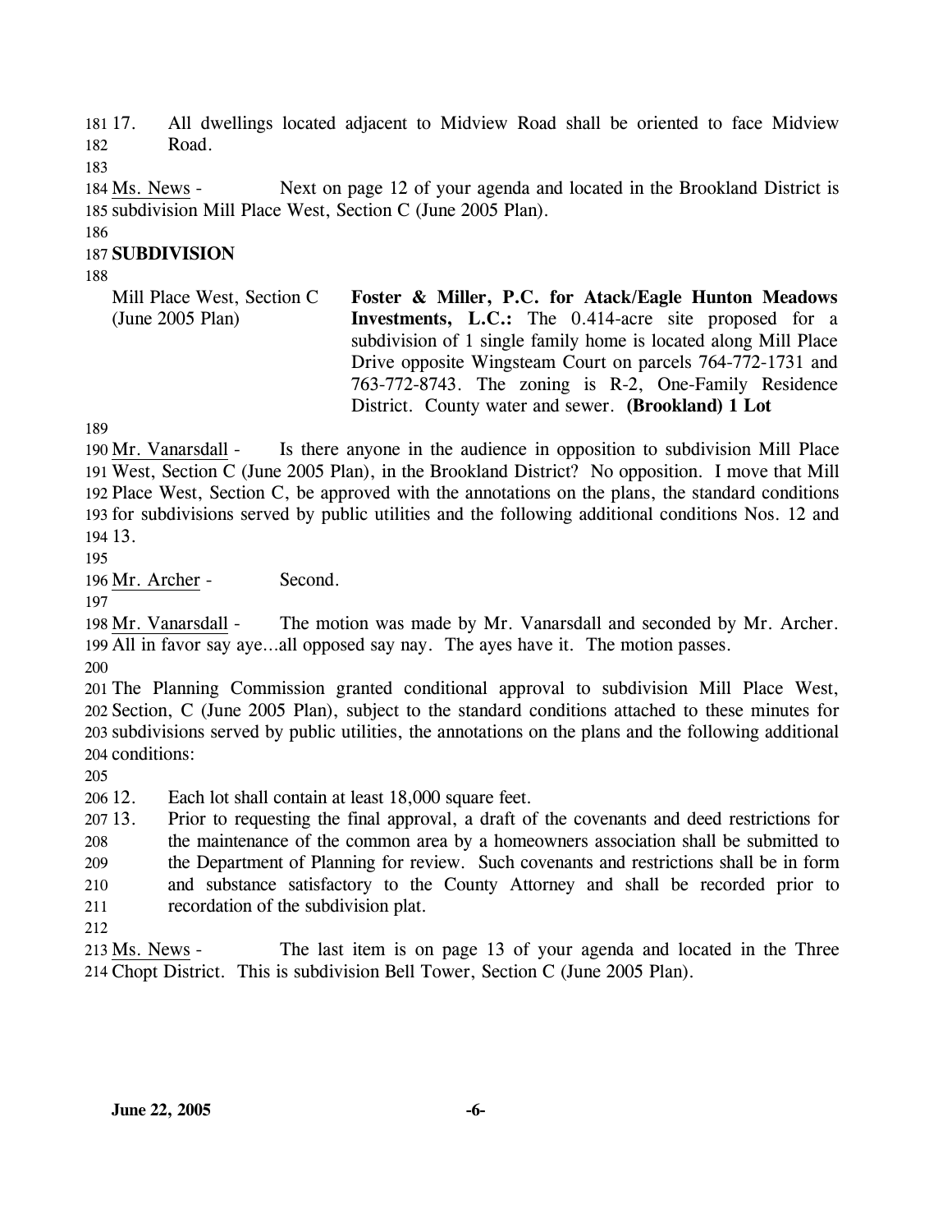17. All dwellings located adjacent to Midview Road shall be oriented to face Midview Road.

Ms. News - Next on page 12 of your agenda and located in the Brookland District is subdivision Mill Place West, Section C (June 2005 Plan).

**SUBDIVISION**

| Mill Place West, Section C (June 2005 Plan) | **Foster & Miller, P.C. for Atack/Eagle Hunton Meadows Investments, L.C.:** The 0.414-acre site proposed for a subdivision of 1 single family home is located along Mill Place Drive opposite Wingsteam Court on parcels 764-772-1731 and 763-772-8743. The zoning is R-2, One-Family Residence District. County water and sewer. **(Brookland) 1 Lot** |
|---|---|

Mr. Vanarsdall - Is there anyone in the audience in opposition to subdivision Mill Place West, Section C (June 2005 Plan), in the Brookland District? No opposition. I move that Mill Place West, Section C, be approved with the annotations on the plans, the standard conditions for subdivisions served by public utilities and the following additional conditions Nos. 12 and 13.

Mr. Archer - Second.

Mr. Vanarsdall - The motion was made by Mr. Vanarsdall and seconded by Mr. Archer. All in favor say aye…all opposed say nay. The ayes have it. The motion passes.

The Planning Commission granted conditional approval to subdivision Mill Place West, Section, C (June 2005 Plan), subject to the standard conditions attached to these minutes for subdivisions served by public utilities, the annotations on the plans and the following additional conditions:

12. Each lot shall contain at least 18,000 square feet.
13. Prior to requesting the final approval, a draft of the covenants and deed restrictions for the maintenance of the common area by a homeowners association shall be submitted to the Department of Planning for review. Such covenants and restrictions shall be in form and substance satisfactory to the County Attorney and shall be recorded prior to recordation of the subdivision plat.

Ms. News - The last item is on page 13 of your agenda and located in the Three Chopt District. This is subdivision Bell Tower, Section C (June 2005 Plan).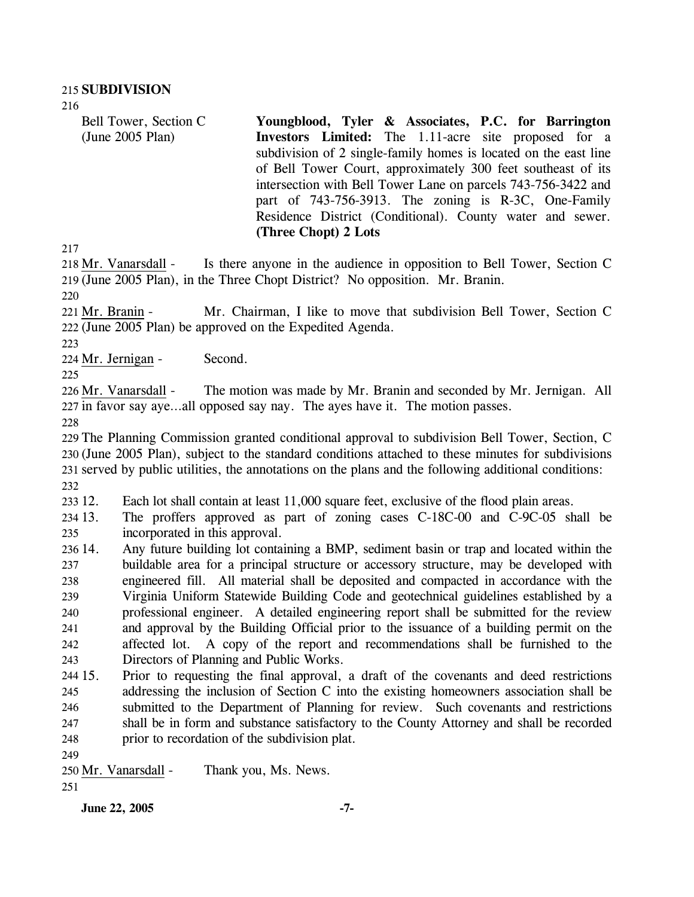## SUBDIVISION

Bell Tower, Section C (June 2005 Plan)

**Youngblood, Tyler & Associates, P.C. for Barrington Investors Limited:** The 1.11-acre site proposed for a subdivision of 2 single-family homes is located on the east line of Bell Tower Court, approximately 300 feet southeast of its intersection with Bell Tower Lane on parcels 743-756-3422 and part of 743-756-3913. The zoning is R-3C, One-Family Residence District (Conditional). County water and sewer. **(Three Chopt) 2 Lots**

Mr. Vanarsdall - Is there anyone in the audience in opposition to Bell Tower, Section C (June 2005 Plan), in the Three Chopt District? No opposition. Mr. Branin.

Mr. Branin - Mr. Chairman, I like to move that subdivision Bell Tower, Section C (June 2005 Plan) be approved on the Expedited Agenda.

Mr. Jernigan - Second.

Mr. Vanarsdall - The motion was made by Mr. Branin and seconded by Mr. Jernigan. All in favor say aye…all opposed say nay. The ayes have it. The motion passes.

The Planning Commission granted conditional approval to subdivision Bell Tower, Section, C (June 2005 Plan), subject to the standard conditions attached to these minutes for subdivisions served by public utilities, the annotations on the plans and the following additional conditions:

12. Each lot shall contain at least 11,000 square feet, exclusive of the flood plain areas.
13. The proffers approved as part of zoning cases C-18C-00 and C-9C-05 shall be incorporated in this approval.
14. Any future building lot containing a BMP, sediment basin or trap and located within the buildable area for a principal structure or accessory structure, may be developed with engineered fill. All material shall be deposited and compacted in accordance with the Virginia Uniform Statewide Building Code and geotechnical guidelines established by a professional engineer. A detailed engineering report shall be submitted for the review and approval by the Building Official prior to the issuance of a building permit on the affected lot. A copy of the report and recommendations shall be furnished to the Directors of Planning and Public Works.
15. Prior to requesting the final approval, a draft of the covenants and deed restrictions addressing the inclusion of Section C into the existing homeowners association shall be submitted to the Department of Planning for review. Such covenants and restrictions shall be in form and substance satisfactory to the County Attorney and shall be recorded prior to recordation of the subdivision plat.

Mr. Vanarsdall - Thank you, Ms. News.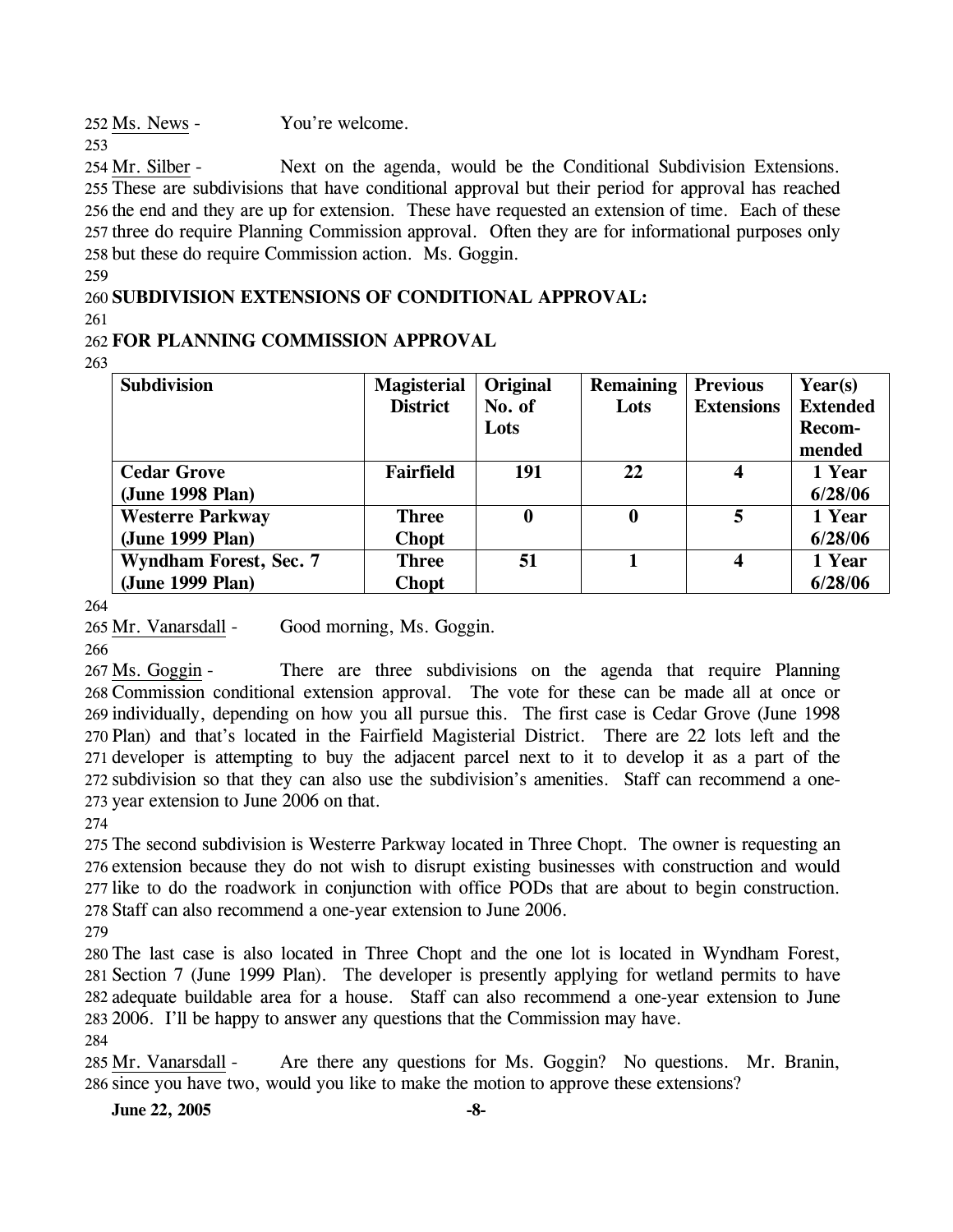Ms. News - You're welcome.

Mr. Silber - Next on the agenda, would be the Conditional Subdivision Extensions. These are subdivisions that have conditional approval but their period for approval has reached the end and they are up for extension. These have requested an extension of time. Each of these three do require Planning Commission approval. Often they are for informational purposes only but these do require Commission action. Ms. Goggin.

**SUBDIVISION EXTENSIONS OF CONDITIONAL APPROVAL:**

**FOR PLANNING COMMISSION APPROVAL**

| Subdivision | Magisterial District | Original No. of Lots | Remaining Lots | Previous Extensions | Year(s) Extended Recom-mended |
|---|---|---|---|---|---|
| **Cedar Grove (June 1998 Plan)** | **Fairfield** | **191** | **22** | **4** | **1 Year 6/28/06** |
| **Westerre Parkway (June 1999 Plan)** | **Three Chopt** | **0** | **0** | **5** | **1 Year 6/28/06** |
| **Wyndham Forest, Sec. 7 (June 1999 Plan)** | **Three Chopt** | **51** | **1** | **4** | **1 Year 6/28/06** |

Mr. Vanarsdall - Good morning, Ms. Goggin.

Ms. Goggin - There are three subdivisions on the agenda that require Planning Commission conditional extension approval. The vote for these can be made all at once or individually, depending on how you all pursue this. The first case is Cedar Grove (June 1998 Plan) and that's located in the Fairfield Magisterial District. There are 22 lots left and the developer is attempting to buy the adjacent parcel next to it to develop it as a part of the subdivision so that they can also use the subdivision's amenities. Staff can recommend a one-year extension to June 2006 on that.

The second subdivision is Westerre Parkway located in Three Chopt. The owner is requesting an extension because they do not wish to disrupt existing businesses with construction and would like to do the roadwork in conjunction with office PODs that are about to begin construction. Staff can also recommend a one-year extension to June 2006.

The last case is also located in Three Chopt and the one lot is located in Wyndham Forest, Section 7 (June 1999 Plan). The developer is presently applying for wetland permits to have adequate buildable area for a house. Staff can also recommend a one-year extension to June 2006. I'll be happy to answer any questions that the Commission may have.

Mr. Vanarsdall - Are there any questions for Ms. Goggin? No questions. Mr. Branin, since you have two, would you like to make the motion to approve these extensions?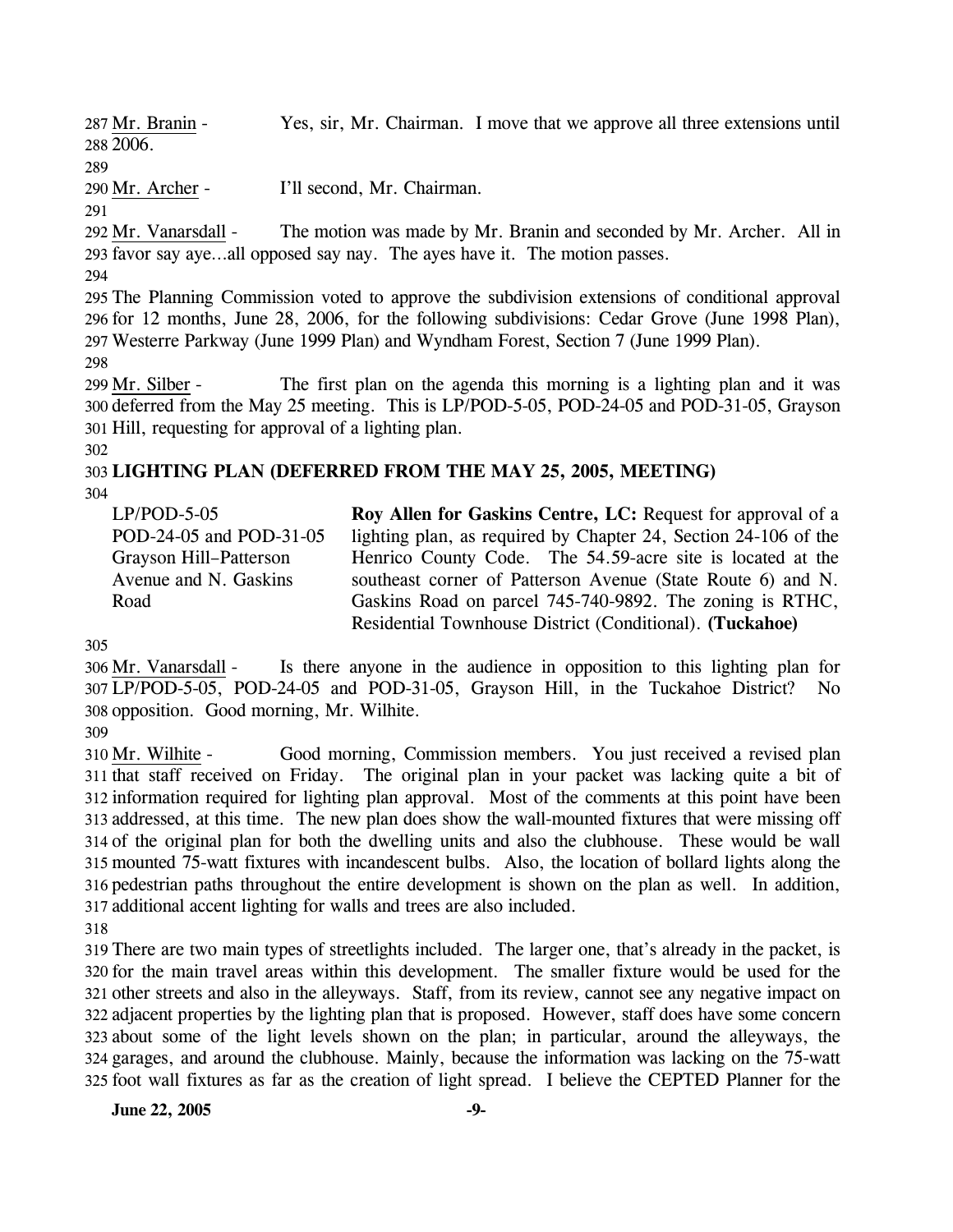Mr. Branin - Yes, sir, Mr. Chairman. I move that we approve all three extensions until 2006.

Mr. Archer - I'll second, Mr. Chairman.

Mr. Vanarsdall - The motion was made by Mr. Branin and seconded by Mr. Archer. All in favor say aye…all opposed say nay. The ayes have it. The motion passes.

The Planning Commission voted to approve the subdivision extensions of conditional approval for 12 months, June 28, 2006, for the following subdivisions: Cedar Grove (June 1998 Plan), Westerre Parkway (June 1999 Plan) and Wyndham Forest, Section 7 (June 1999 Plan).

Mr. Silber - The first plan on the agenda this morning is a lighting plan and it was deferred from the May 25 meeting. This is LP/POD-5-05, POD-24-05 and POD-31-05, Grayson Hill, requesting for approval of a lighting plan.

**LIGHTING PLAN (DEFERRED FROM THE MAY 25, 2005, MEETING)**

LP/POD-5-05
POD-24-05 and POD-31-05
Grayson Hill–Patterson Avenue and N. Gaskins Road

**Roy Allen for Gaskins Centre, LC:** Request for approval of a lighting plan, as required by Chapter 24, Section 24-106 of the Henrico County Code. The 54.59-acre site is located at the southeast corner of Patterson Avenue (State Route 6) and N. Gaskins Road on parcel 745-740-9892. The zoning is RTHC, Residential Townhouse District (Conditional). **(Tuckahoe)**

Mr. Vanarsdall - Is there anyone in the audience in opposition to this lighting plan for LP/POD-5-05, POD-24-05 and POD-31-05, Grayson Hill, in the Tuckahoe District? No opposition. Good morning, Mr. Wilhite.

Mr. Wilhite - Good morning, Commission members. You just received a revised plan that staff received on Friday. The original plan in your packet was lacking quite a bit of information required for lighting plan approval. Most of the comments at this point have been addressed, at this time. The new plan does show the wall-mounted fixtures that were missing off of the original plan for both the dwelling units and also the clubhouse. These would be wall mounted 75-watt fixtures with incandescent bulbs. Also, the location of bollard lights along the pedestrian paths throughout the entire development is shown on the plan as well. In addition, additional accent lighting for walls and trees are also included.

There are two main types of streetlights included. The larger one, that's already in the packet, is for the main travel areas within this development. The smaller fixture would be used for the other streets and also in the alleyways. Staff, from its review, cannot see any negative impact on adjacent properties by the lighting plan that is proposed. However, staff does have some concern about some of the light levels shown on the plan; in particular, around the alleyways, the garages, and around the clubhouse. Mainly, because the information was lacking on the 75-watt foot wall fixtures as far as the creation of light spread. I believe the CEPTED Planner for the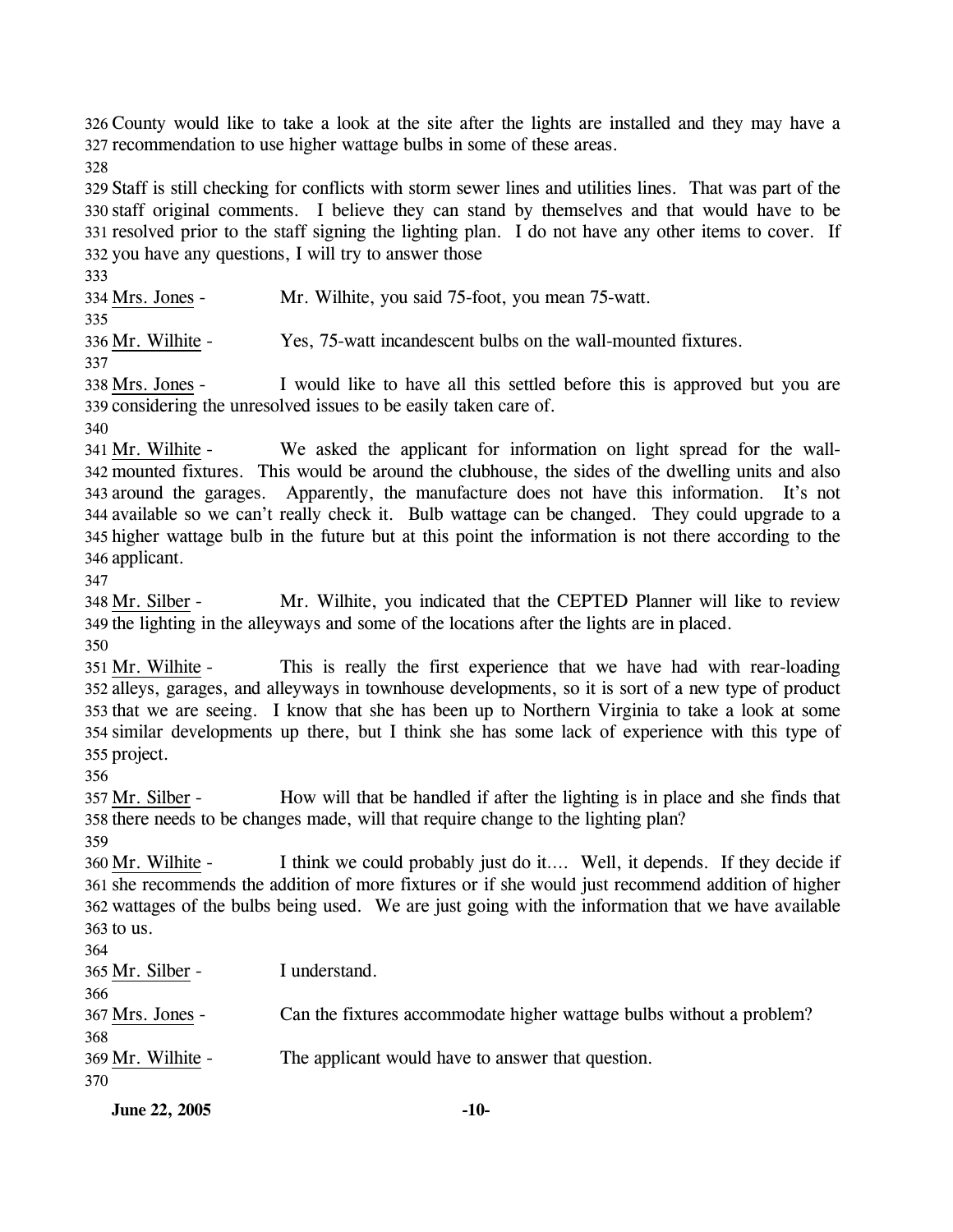County would like to take a look at the site after the lights are installed and they may have a recommendation to use higher wattage bulbs in some of these areas.

Staff is still checking for conflicts with storm sewer lines and utilities lines. That was part of the staff original comments. I believe they can stand by themselves and that would have to be resolved prior to the staff signing the lighting plan. I do not have any other items to cover. If you have any questions, I will try to answer those

Mrs. Jones - Mr. Wilhite, you said 75-foot, you mean 75-watt.

Mr. Wilhite - Yes, 75-watt incandescent bulbs on the wall-mounted fixtures.

Mrs. Jones - I would like to have all this settled before this is approved but you are considering the unresolved issues to be easily taken care of.

Mr. Wilhite - We asked the applicant for information on light spread for the wall-mounted fixtures. This would be around the clubhouse, the sides of the dwelling units and also around the garages. Apparently, the manufacture does not have this information. It's not available so we can't really check it. Bulb wattage can be changed. They could upgrade to a higher wattage bulb in the future but at this point the information is not there according to the applicant.

Mr. Silber - Mr. Wilhite, you indicated that the CEPTED Planner will like to review the lighting in the alleyways and some of the locations after the lights are in placed.

Mr. Wilhite - This is really the first experience that we have had with rear-loading alleys, garages, and alleyways in townhouse developments, so it is sort of a new type of product that we are seeing. I know that she has been up to Northern Virginia to take a look at some similar developments up there, but I think she has some lack of experience with this type of project.

Mr. Silber - How will that be handled if after the lighting is in place and she finds that there needs to be changes made, will that require change to the lighting plan?

Mr. Wilhite - I think we could probably just do it…. Well, it depends. If they decide if she recommends the addition of more fixtures or if she would just recommend addition of higher wattages of the bulbs being used. We are just going with the information that we have available to us.

Mr. Silber - I understand.

Mrs. Jones - Can the fixtures accommodate higher wattage bulbs without a problem?

Mr. Wilhite - The applicant would have to answer that question.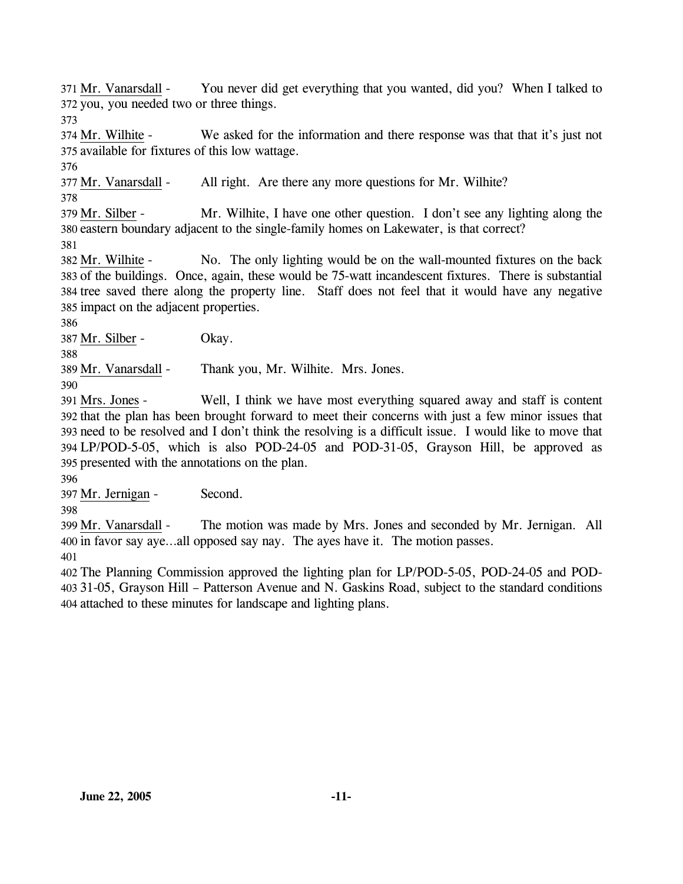371 Mr. Vanarsdall - You never did get everything that you wanted, did you? When I talked to
372 you, you needed two or three things.
373
374 Mr. Wilhite - We asked for the information and there response was that that it's just not
375 available for fixtures of this low wattage.
376
377 Mr. Vanarsdall - All right. Are there any more questions for Mr. Wilhite?
378
379 Mr. Silber - Mr. Wilhite, I have one other question. I don't see any lighting along the
380 eastern boundary adjacent to the single-family homes on Lakewater, is that correct?
381
382 Mr. Wilhite - No. The only lighting would be on the wall-mounted fixtures on the back
383 of the buildings. Once, again, these would be 75-watt incandescent fixtures. There is substantial
384 tree saved there along the property line. Staff does not feel that it would have any negative
385 impact on the adjacent properties.
386
387 Mr. Silber - Okay.
388
389 Mr. Vanarsdall - Thank you, Mr. Wilhite. Mrs. Jones.
390
391 Mrs. Jones - Well, I think we have most everything squared away and staff is content
392 that the plan has been brought forward to meet their concerns with just a few minor issues that
393 need to be resolved and I don't think the resolving is a difficult issue. I would like to move that
394 LP/POD-5-05, which is also POD-24-05 and POD-31-05, Grayson Hill, be approved as
395 presented with the annotations on the plan.
396
397 Mr. Jernigan - Second.
398
399 Mr. Vanarsdall - The motion was made by Mrs. Jones and seconded by Mr. Jernigan. All
400 in favor say aye…all opposed say nay. The ayes have it. The motion passes.
401
402 The Planning Commission approved the lighting plan for LP/POD-5-05, POD-24-05 and POD-
403 31-05, Grayson Hill – Patterson Avenue and N. Gaskins Road, subject to the standard conditions
404 attached to these minutes for landscape and lighting plans.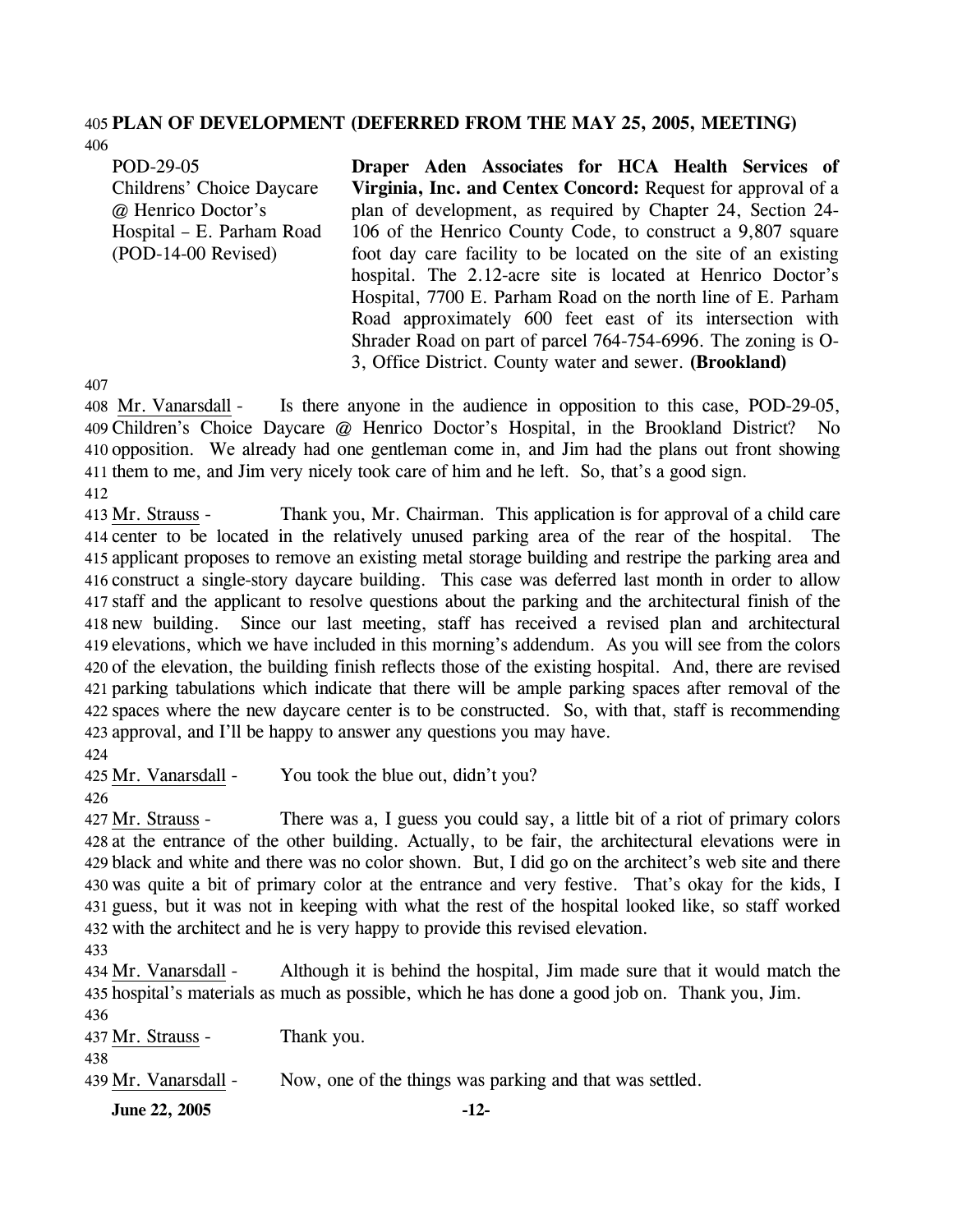**PLAN OF DEVELOPMENT (DEFERRED FROM THE MAY 25, 2005, MEETING)**

POD-29-05
Childrens' Choice Daycare @ Henrico Doctor's Hospital – E. Parham Road (POD-14-00 Revised)

**Draper Aden Associates for HCA Health Services of Virginia, Inc. and Centex Concord:** Request for approval of a plan of development, as required by Chapter 24, Section 24-106 of the Henrico County Code, to construct a 9,807 square foot day care facility to be located on the site of an existing hospital. The 2.12-acre site is located at Henrico Doctor's Hospital, 7700 E. Parham Road on the north line of E. Parham Road approximately 600 feet east of its intersection with Shrader Road on part of parcel 764-754-6996. The zoning is O-3, Office District. County water and sewer. **(Brookland)**

Mr. Vanarsdall - Is there anyone in the audience in opposition to this case, POD-29-05, Children's Choice Daycare @ Henrico Doctor's Hospital, in the Brookland District? No opposition. We already had one gentleman come in, and Jim had the plans out front showing them to me, and Jim very nicely took care of him and he left. So, that's a good sign.

Mr. Strauss - Thank you, Mr. Chairman. This application is for approval of a child care center to be located in the relatively unused parking area of the rear of the hospital. The applicant proposes to remove an existing metal storage building and restripe the parking area and construct a single-story daycare building. This case was deferred last month in order to allow staff and the applicant to resolve questions about the parking and the architectural finish of the new building. Since our last meeting, staff has received a revised plan and architectural elevations, which we have included in this morning's addendum. As you will see from the colors of the elevation, the building finish reflects those of the existing hospital. And, there are revised parking tabulations which indicate that there will be ample parking spaces after removal of the spaces where the new daycare center is to be constructed. So, with that, staff is recommending approval, and I'll be happy to answer any questions you may have.

Mr. Vanarsdall - You took the blue out, didn't you?

Mr. Strauss - There was a, I guess you could say, a little bit of a riot of primary colors at the entrance of the other building. Actually, to be fair, the architectural elevations were in black and white and there was no color shown. But, I did go on the architect's web site and there was quite a bit of primary color at the entrance and very festive. That's okay for the kids, I guess, but it was not in keeping with what the rest of the hospital looked like, so staff worked with the architect and he is very happy to provide this revised elevation.

Mr. Vanarsdall - Although it is behind the hospital, Jim made sure that it would match the hospital's materials as much as possible, which he has done a good job on. Thank you, Jim.

Mr. Strauss - Thank you.

Mr. Vanarsdall - Now, one of the things was parking and that was settled.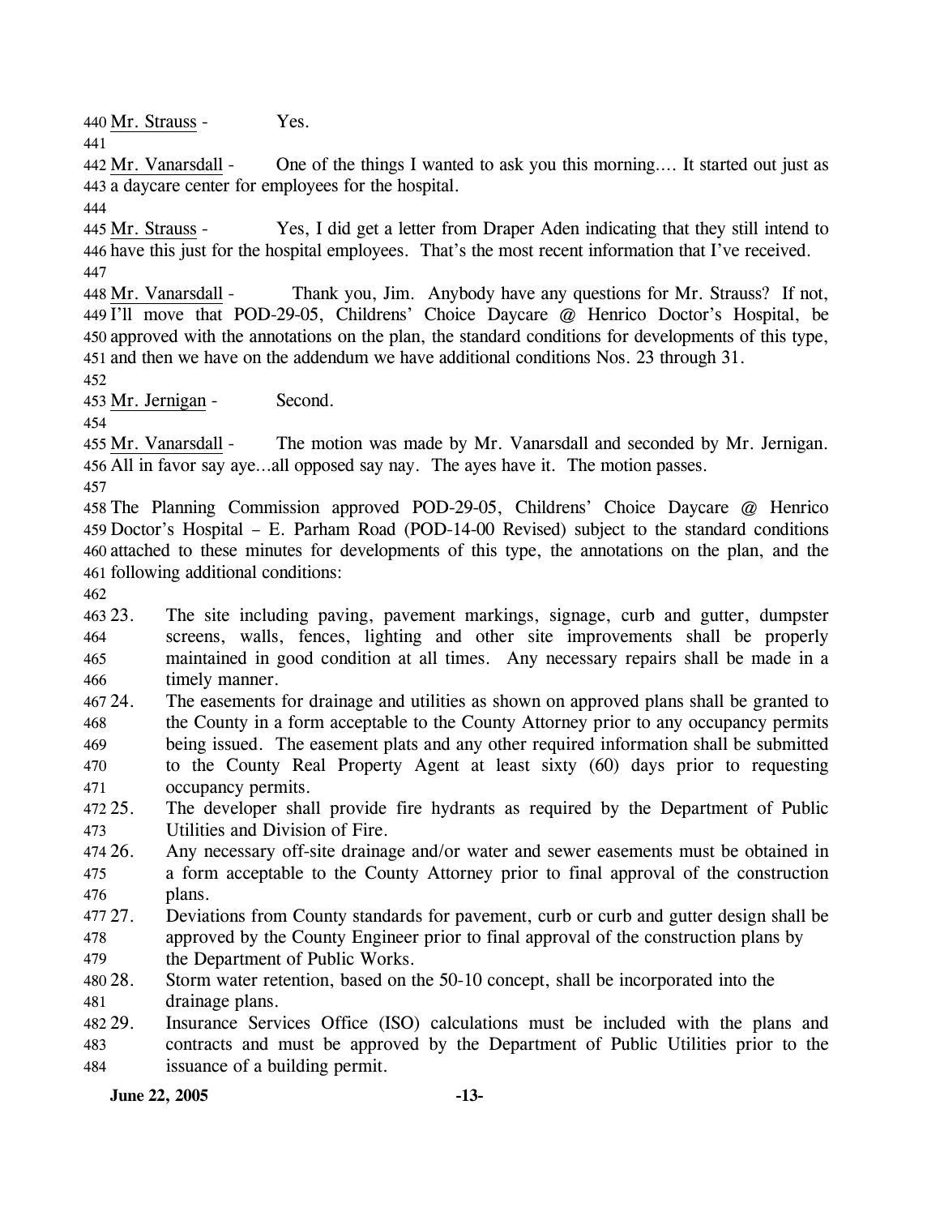Mr. Strauss - Yes.

Mr. Vanarsdall - One of the things I wanted to ask you this morning…. It started out just as a daycare center for employees for the hospital.

Mr. Strauss - Yes, I did get a letter from Draper Aden indicating that they still intend to have this just for the hospital employees. That's the most recent information that I've received.

Mr. Vanarsdall - Thank you, Jim. Anybody have any questions for Mr. Strauss? If not, I'll move that POD-29-05, Childrens' Choice Daycare @ Henrico Doctor's Hospital, be approved with the annotations on the plan, the standard conditions for developments of this type, and then we have on the addendum we have additional conditions Nos. 23 through 31.

Mr. Jernigan - Second.

Mr. Vanarsdall - The motion was made by Mr. Vanarsdall and seconded by Mr. Jernigan. All in favor say aye…all opposed say nay. The ayes have it. The motion passes.

The Planning Commission approved POD-29-05, Childrens' Choice Daycare @ Henrico Doctor's Hospital – E. Parham Road (POD-14-00 Revised) subject to the standard conditions attached to these minutes for developments of this type, the annotations on the plan, and the following additional conditions:

23. The site including paving, pavement markings, signage, curb and gutter, dumpster screens, walls, fences, lighting and other site improvements shall be properly maintained in good condition at all times. Any necessary repairs shall be made in a timely manner.
24. The easements for drainage and utilities as shown on approved plans shall be granted to the County in a form acceptable to the County Attorney prior to any occupancy permits being issued. The easement plats and any other required information shall be submitted to the County Real Property Agent at least sixty (60) days prior to requesting occupancy permits.
25. The developer shall provide fire hydrants as required by the Department of Public Utilities and Division of Fire.
26. Any necessary off-site drainage and/or water and sewer easements must be obtained in a form acceptable to the County Attorney prior to final approval of the construction plans.
27. Deviations from County standards for pavement, curb or curb and gutter design shall be approved by the County Engineer prior to final approval of the construction plans by the Department of Public Works.
28. Storm water retention, based on the 50-10 concept, shall be incorporated into the drainage plans.
29. Insurance Services Office (ISO) calculations must be included with the plans and contracts and must be approved by the Department of Public Utilities prior to the issuance of a building permit.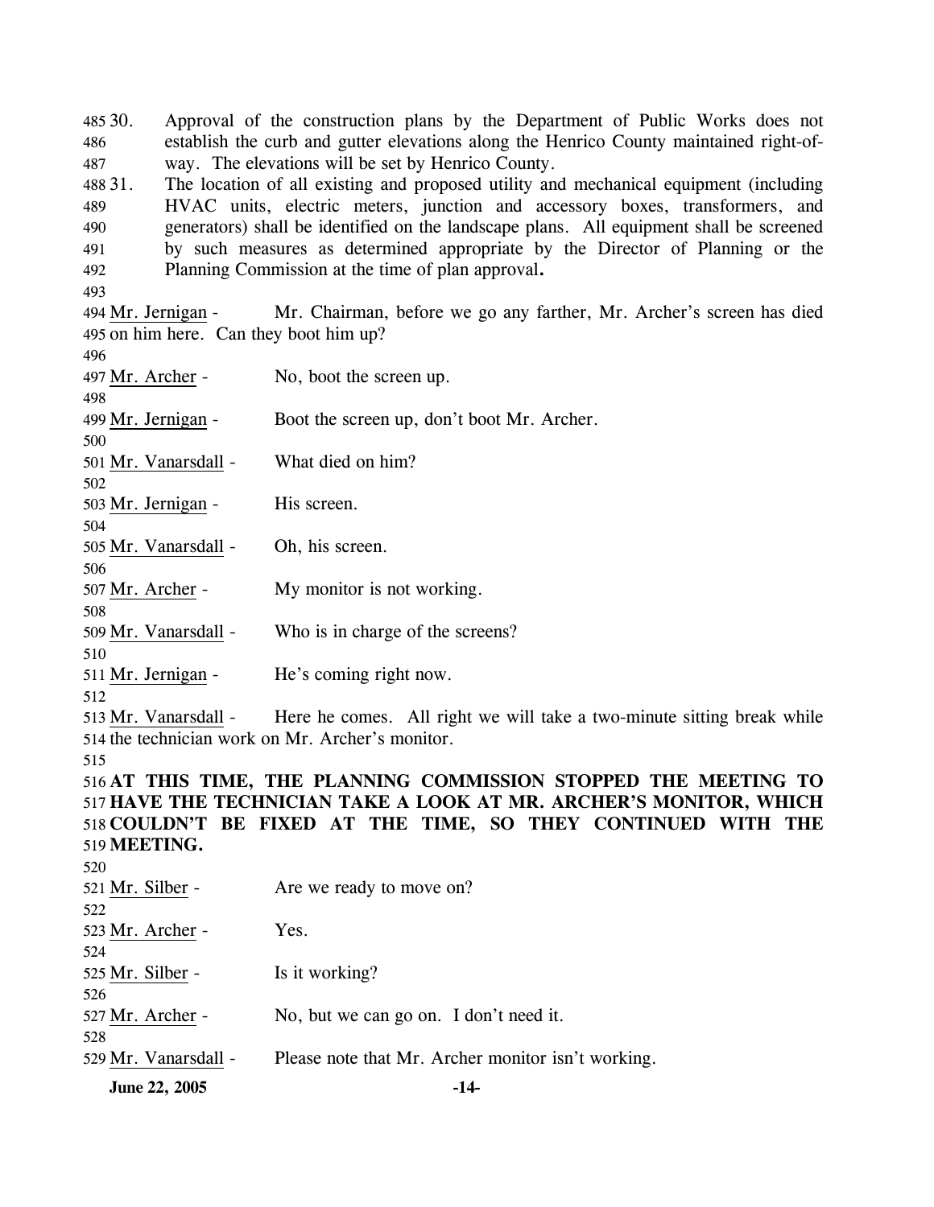30. Approval of the construction plans by the Department of Public Works does not establish the curb and gutter elevations along the Henrico County maintained right-of-way. The elevations will be set by Henrico County.
31. The location of all existing and proposed utility and mechanical equipment (including HVAC units, electric meters, junction and accessory boxes, transformers, and generators) shall be identified on the landscape plans. All equipment shall be screened by such measures as determined appropriate by the Director of Planning or the Planning Commission at the time of plan approval**.**

Mr. Jernigan - Mr. Chairman, before we go any farther, Mr. Archer's screen has died on him here. Can they boot him up?

Mr. Archer - No, boot the screen up.

Mr. Jernigan - Boot the screen up, don't boot Mr. Archer.

Mr. Vanarsdall - What died on him?

Mr. Jernigan - His screen.

Mr. Vanarsdall - Oh, his screen.

Mr. Archer - My monitor is not working.

Mr. Vanarsdall - Who is in charge of the screens?

Mr. Jernigan - He's coming right now.

Mr. Vanarsdall - Here he comes. All right we will take a two-minute sitting break while the technician work on Mr. Archer's monitor.

**AT THIS TIME, THE PLANNING COMMISSION STOPPED THE MEETING TO HAVE THE TECHNICIAN TAKE A LOOK AT MR. ARCHER'S MONITOR, WHICH COULDN'T BE FIXED AT THE TIME, SO THEY CONTINUED WITH THE MEETING.**

Mr. Silber - Are we ready to move on?

Mr. Archer - Yes.

Mr. Silber - Is it working?

Mr. Archer - No, but we can go on. I don't need it.

Mr. Vanarsdall - Please note that Mr. Archer monitor isn't working.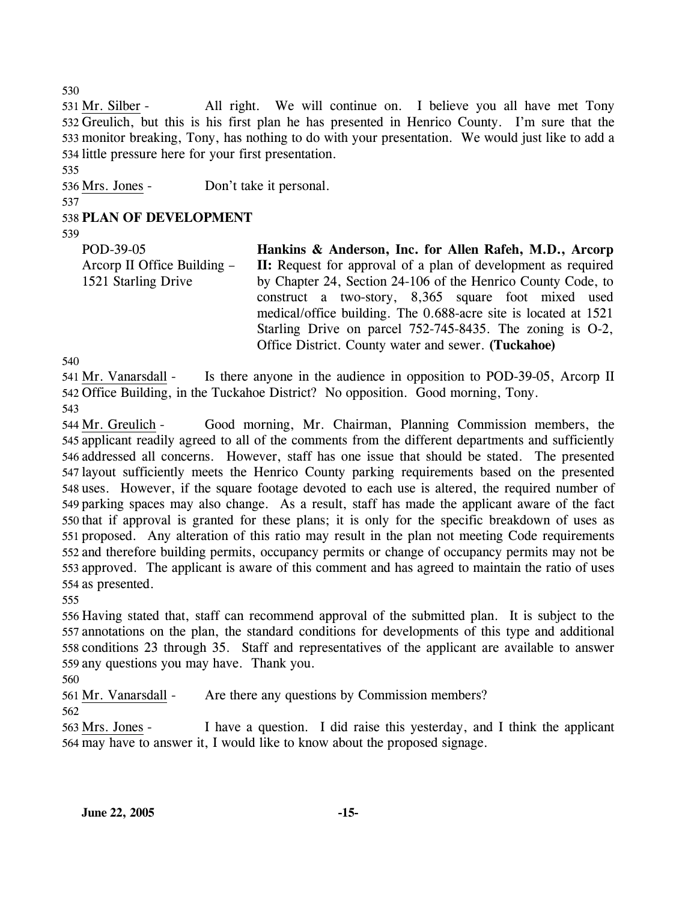530

531 Mr. Silber - All right. We will continue on. I believe you all have met Tony 532 Greulich, but this is his first plan he has presented in Henrico County. I'm sure that the 533 monitor breaking, Tony, has nothing to do with your presentation. We would just like to add a 534 little pressure here for your first presentation.

535

536 Mrs. Jones - Don't take it personal.

537

538 **PLAN OF DEVELOPMENT**

539

| | |
|---|---|
| POD-39-05<br>Arcorp II Office Building – 1521 Starling Drive | **Hankins & Anderson, Inc. for Allen Rafeh, M.D., Arcorp II:** Request for approval of a plan of development as required by Chapter 24, Section 24-106 of the Henrico County Code, to construct a two-story, 8,365 square foot mixed used medical/office building. The 0.688-acre site is located at 1521 Starling Drive on parcel 752-745-8435. The zoning is O-2, Office District. County water and sewer. **(Tuckahoe)** |

540

541 Mr. Vanarsdall - Is there anyone in the audience in opposition to POD-39-05, Arcorp II 542 Office Building, in the Tuckahoe District? No opposition. Good morning, Tony.

543

544 Mr. Greulich - Good morning, Mr. Chairman, Planning Commission members, the 545 applicant readily agreed to all of the comments from the different departments and sufficiently 546 addressed all concerns. However, staff has one issue that should be stated. The presented 547 layout sufficiently meets the Henrico County parking requirements based on the presented 548 uses. However, if the square footage devoted to each use is altered, the required number of 549 parking spaces may also change. As a result, staff has made the applicant aware of the fact 550 that if approval is granted for these plans; it is only for the specific breakdown of uses as 551 proposed. Any alteration of this ratio may result in the plan not meeting Code requirements 552 and therefore building permits, occupancy permits or change of occupancy permits may not be 553 approved. The applicant is aware of this comment and has agreed to maintain the ratio of uses 554 as presented.

555

556 Having stated that, staff can recommend approval of the submitted plan. It is subject to the 557 annotations on the plan, the standard conditions for developments of this type and additional 558 conditions 23 through 35. Staff and representatives of the applicant are available to answer 559 any questions you may have. Thank you.

560

561 Mr. Vanarsdall - Are there any questions by Commission members?

562

563 Mrs. Jones - I have a question. I did raise this yesterday, and I think the applicant 564 may have to answer it, I would like to know about the proposed signage.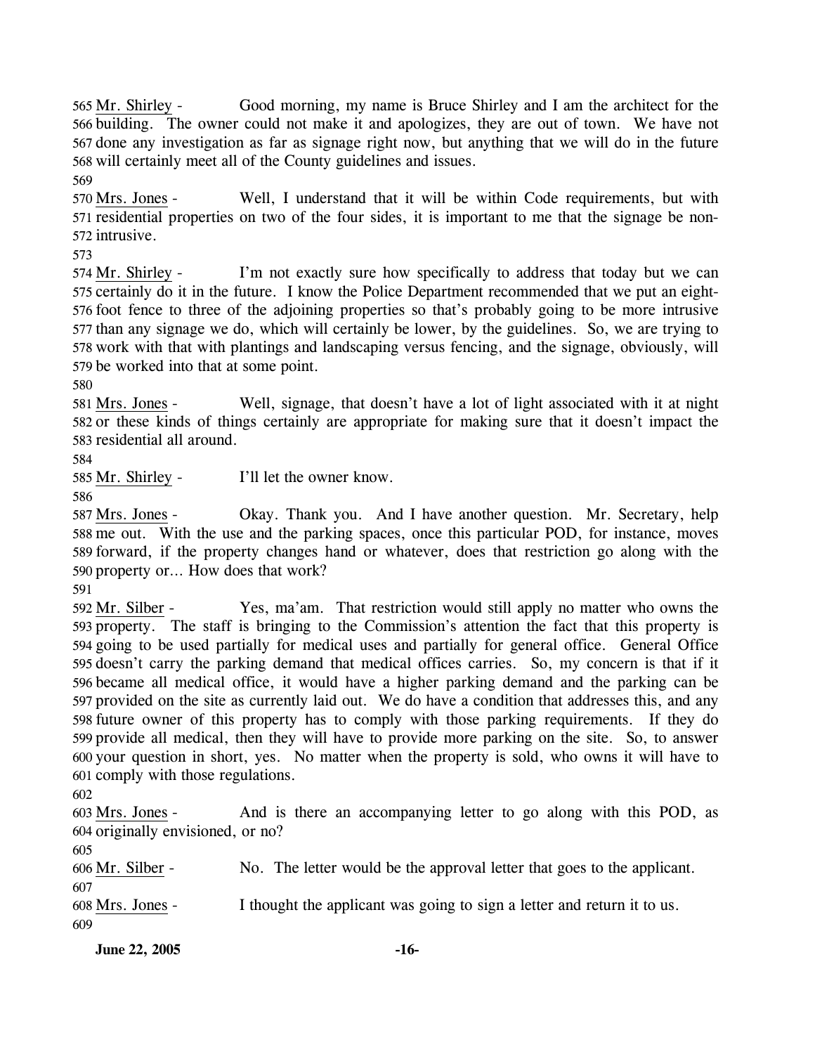565 Mr. Shirley - Good morning, my name is Bruce Shirley and I am the architect for the 566 building. The owner could not make it and apologizes, they are out of town. We have not 567 done any investigation as far as signage right now, but anything that we will do in the future 568 will certainly meet all of the County guidelines and issues.

569

570 Mrs. Jones - Well, I understand that it will be within Code requirements, but with 571 residential properties on two of the four sides, it is important to me that the signage be non-572 intrusive.

573

574 Mr. Shirley - I'm not exactly sure how specifically to address that today but we can 575 certainly do it in the future. I know the Police Department recommended that we put an eight-576 foot fence to three of the adjoining properties so that's probably going to be more intrusive 577 than any signage we do, which will certainly be lower, by the guidelines. So, we are trying to 578 work with that with plantings and landscaping versus fencing, and the signage, obviously, will 579 be worked into that at some point.

580

581 Mrs. Jones - Well, signage, that doesn't have a lot of light associated with it at night 582 or these kinds of things certainly are appropriate for making sure that it doesn't impact the 583 residential all around.

584

585 Mr. Shirley - I'll let the owner know.

586

587 Mrs. Jones - Okay. Thank you. And I have another question. Mr. Secretary, help 588 me out. With the use and the parking spaces, once this particular POD, for instance, moves 589 forward, if the property changes hand or whatever, does that restriction go along with the 590 property or… How does that work?

591

592 Mr. Silber - Yes, ma'am. That restriction would still apply no matter who owns the 593 property. The staff is bringing to the Commission's attention the fact that this property is 594 going to be used partially for medical uses and partially for general office. General Office 595 doesn't carry the parking demand that medical offices carries. So, my concern is that if it 596 became all medical office, it would have a higher parking demand and the parking can be 597 provided on the site as currently laid out. We do have a condition that addresses this, and any 598 future owner of this property has to comply with those parking requirements. If they do 599 provide all medical, then they will have to provide more parking on the site. So, to answer 600 your question in short, yes. No matter when the property is sold, who owns it will have to 601 comply with those regulations.

602

603 Mrs. Jones - And is there an accompanying letter to go along with this POD, as 604 originally envisioned, or no?

605

606 Mr. Silber - No. The letter would be the approval letter that goes to the applicant.

607

608 Mrs. Jones - I thought the applicant was going to sign a letter and return it to us.

609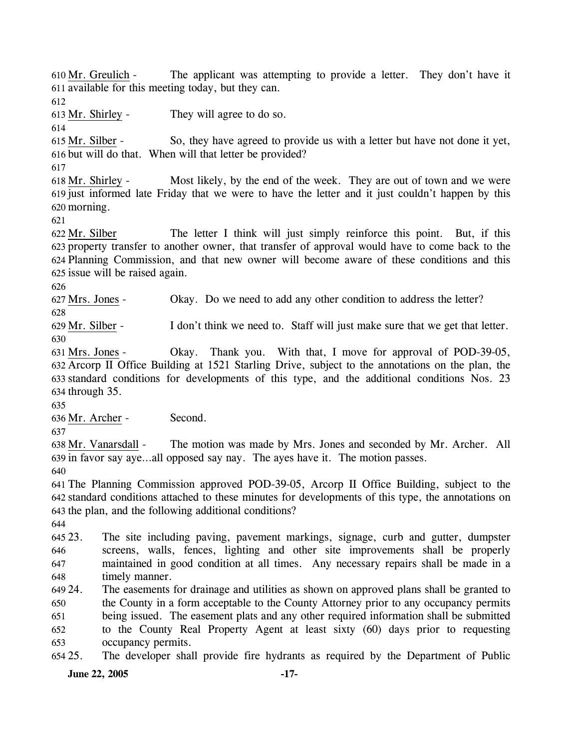Mr. Greulich - The applicant was attempting to provide a letter. They don't have it available for this meeting today, but they can.

Mr. Shirley - They will agree to do so.

Mr. Silber - So, they have agreed to provide us with a letter but have not done it yet, but will do that. When will that letter be provided?

Mr. Shirley - Most likely, by the end of the week. They are out of town and we were just informed late Friday that we were to have the letter and it just couldn't happen by this morning.

Mr. Silber The letter I think will just simply reinforce this point. But, if this property transfer to another owner, that transfer of approval would have to come back to the Planning Commission, and that new owner will become aware of these conditions and this issue will be raised again.

Mrs. Jones - Okay. Do we need to add any other condition to address the letter?

Mr. Silber - I don't think we need to. Staff will just make sure that we get that letter.

Mrs. Jones - Okay. Thank you. With that, I move for approval of POD-39-05, Arcorp II Office Building at 1521 Starling Drive, subject to the annotations on the plan, the standard conditions for developments of this type, and the additional conditions Nos. 23 through 35.

Mr. Archer - Second.

Mr. Vanarsdall - The motion was made by Mrs. Jones and seconded by Mr. Archer. All in favor say aye…all opposed say nay. The ayes have it. The motion passes.

The Planning Commission approved POD-39-05, Arcorp II Office Building, subject to the standard conditions attached to these minutes for developments of this type, the annotations on the plan, and the following additional conditions?

23. The site including paving, pavement markings, signage, curb and gutter, dumpster screens, walls, fences, lighting and other site improvements shall be properly maintained in good condition at all times. Any necessary repairs shall be made in a timely manner.
24. The easements for drainage and utilities as shown on approved plans shall be granted to the County in a form acceptable to the County Attorney prior to any occupancy permits being issued. The easement plats and any other required information shall be submitted to the County Real Property Agent at least sixty (60) days prior to requesting occupancy permits.
25. The developer shall provide fire hydrants as required by the Department of Public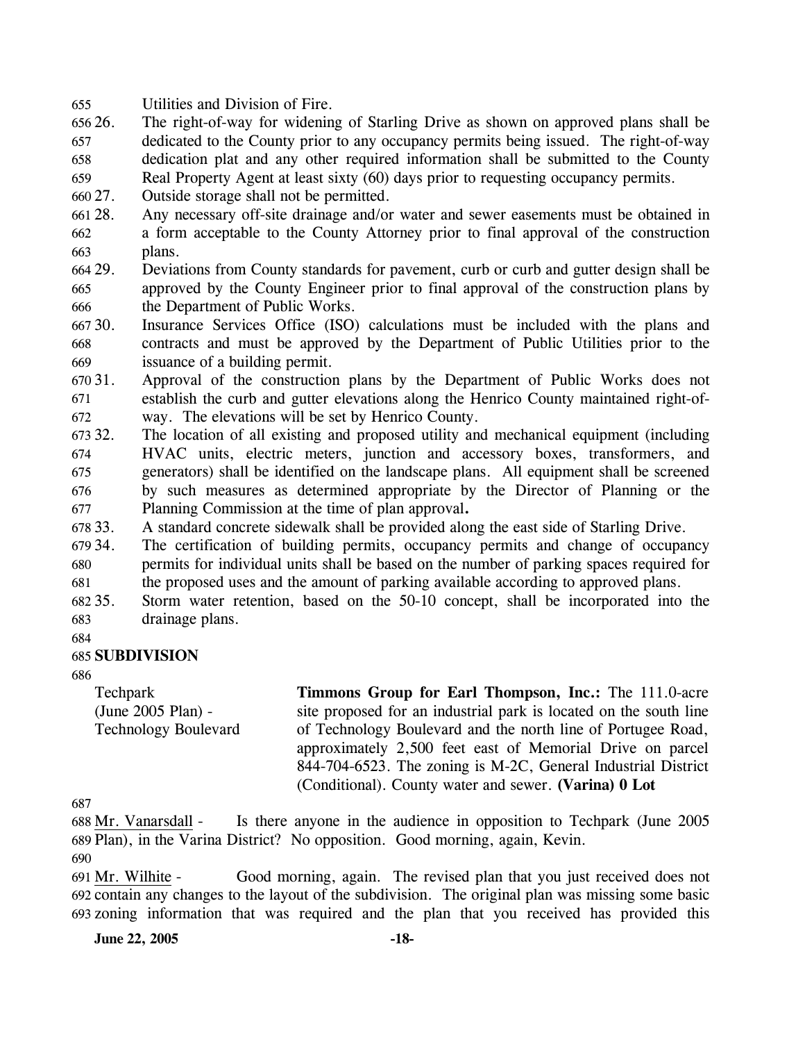Utilities and Division of Fire.

26. The right-of-way for widening of Starling Drive as shown on approved plans shall be dedicated to the County prior to any occupancy permits being issued. The right-of-way dedication plat and any other required information shall be submitted to the County Real Property Agent at least sixty (60) days prior to requesting occupancy permits.
27. Outside storage shall not be permitted.
28. Any necessary off-site drainage and/or water and sewer easements must be obtained in a form acceptable to the County Attorney prior to final approval of the construction plans.
29. Deviations from County standards for pavement, curb or curb and gutter design shall be approved by the County Engineer prior to final approval of the construction plans by the Department of Public Works.
30. Insurance Services Office (ISO) calculations must be included with the plans and contracts and must be approved by the Department of Public Utilities prior to the issuance of a building permit.
31. Approval of the construction plans by the Department of Public Works does not establish the curb and gutter elevations along the Henrico County maintained right-of-way. The elevations will be set by Henrico County.
32. The location of all existing and proposed utility and mechanical equipment (including HVAC units, electric meters, junction and accessory boxes, transformers, and generators) shall be identified on the landscape plans. All equipment shall be screened by such measures as determined appropriate by the Director of Planning or the Planning Commission at the time of plan approval**.**
33. A standard concrete sidewalk shall be provided along the east side of Starling Drive.
34. The certification of building permits, occupancy permits and change of occupancy permits for individual units shall be based on the number of parking spaces required for the proposed uses and the amount of parking available according to approved plans.
35. Storm water retention, based on the 50-10 concept, shall be incorporated into the drainage plans.

**SUBDIVISION**

Techpark
(June 2005 Plan) -
Technology Boulevard

**Timmons Group for Earl Thompson, Inc.:** The 111.0-acre site proposed for an industrial park is located on the south line of Technology Boulevard and the north line of Portugee Road, approximately 2,500 feet east of Memorial Drive on parcel 844-704-6523. The zoning is M-2C, General Industrial District (Conditional). County water and sewer. **(Varina) 0 Lot**

Mr. Vanarsdall - Is there anyone in the audience in opposition to Techpark (June 2005 Plan), in the Varina District? No opposition. Good morning, again, Kevin.

Mr. Wilhite - Good morning, again. The revised plan that you just received does not contain any changes to the layout of the subdivision. The original plan was missing some basic zoning information that was required and the plan that you received has provided this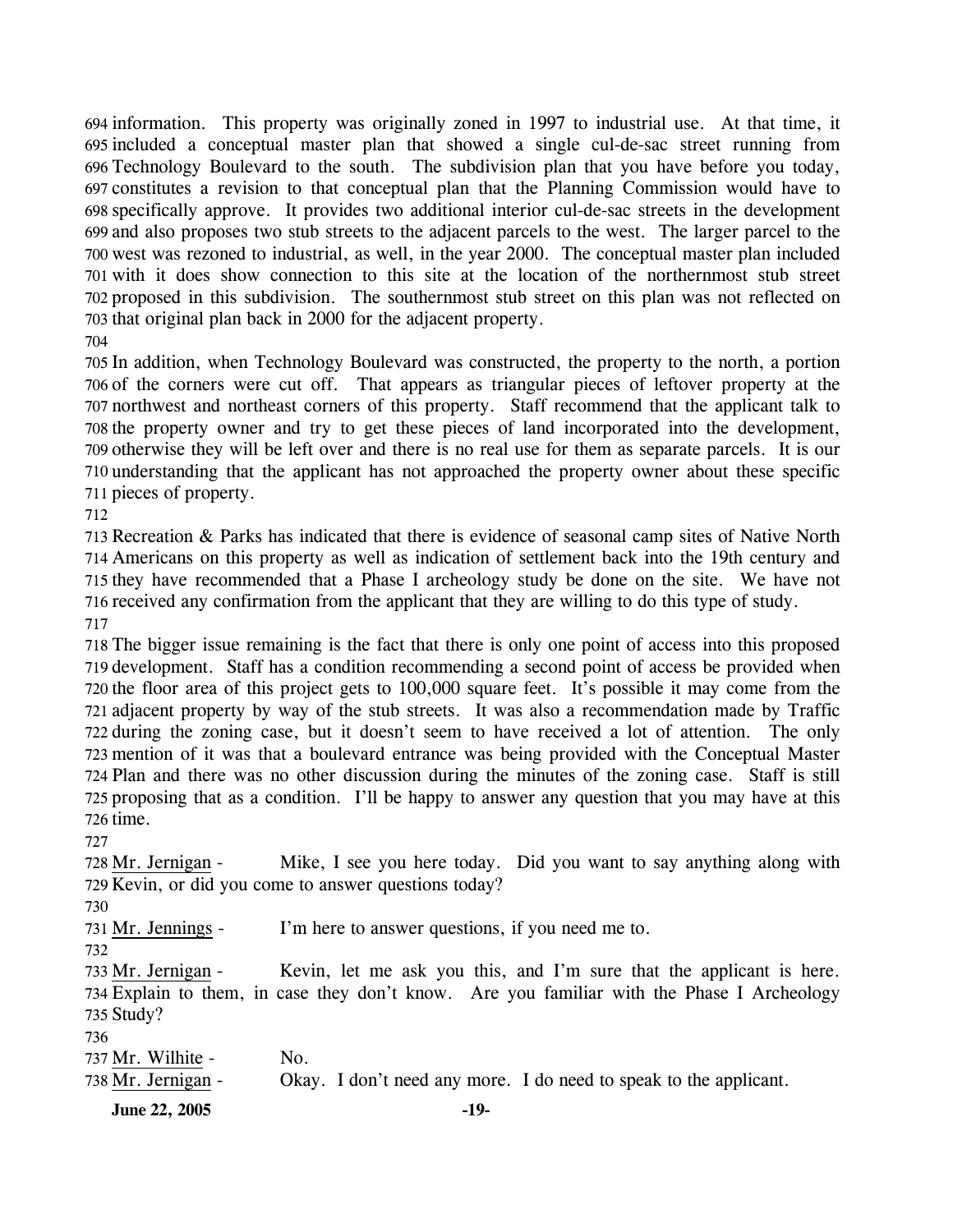information. This property was originally zoned in 1997 to industrial use. At that time, it included a conceptual master plan that showed a single cul-de-sac street running from Technology Boulevard to the south. The subdivision plan that you have before you today, constitutes a revision to that conceptual plan that the Planning Commission would have to specifically approve. It provides two additional interior cul-de-sac streets in the development and also proposes two stub streets to the adjacent parcels to the west. The larger parcel to the west was rezoned to industrial, as well, in the year 2000. The conceptual master plan included with it does show connection to this site at the location of the northernmost stub street proposed in this subdivision. The southernmost stub street on this plan was not reflected on that original plan back in 2000 for the adjacent property.

In addition, when Technology Boulevard was constructed, the property to the north, a portion of the corners were cut off. That appears as triangular pieces of leftover property at the northwest and northeast corners of this property. Staff recommend that the applicant talk to the property owner and try to get these pieces of land incorporated into the development, otherwise they will be left over and there is no real use for them as separate parcels. It is our understanding that the applicant has not approached the property owner about these specific pieces of property.

Recreation & Parks has indicated that there is evidence of seasonal camp sites of Native North Americans on this property as well as indication of settlement back into the 19th century and they have recommended that a Phase I archeology study be done on the site. We have not received any confirmation from the applicant that they are willing to do this type of study.

The bigger issue remaining is the fact that there is only one point of access into this proposed development. Staff has a condition recommending a second point of access be provided when the floor area of this project gets to 100,000 square feet. It's possible it may come from the adjacent property by way of the stub streets. It was also a recommendation made by Traffic during the zoning case, but it doesn't seem to have received a lot of attention. The only mention of it was that a boulevard entrance was being provided with the Conceptual Master Plan and there was no other discussion during the minutes of the zoning case. Staff is still proposing that as a condition. I'll be happy to answer any question that you may have at this time.

Mr. Jernigan - Mike, I see you here today. Did you want to say anything along with Kevin, or did you come to answer questions today?

Mr. Jennings - I'm here to answer questions, if you need me to.

Mr. Jernigan - Kevin, let me ask you this, and I'm sure that the applicant is here. Explain to them, in case they don't know. Are you familiar with the Phase I Archeology Study?

Mr. Wilhite - No.

Mr. Jernigan - Okay. I don't need any more. I do need to speak to the applicant.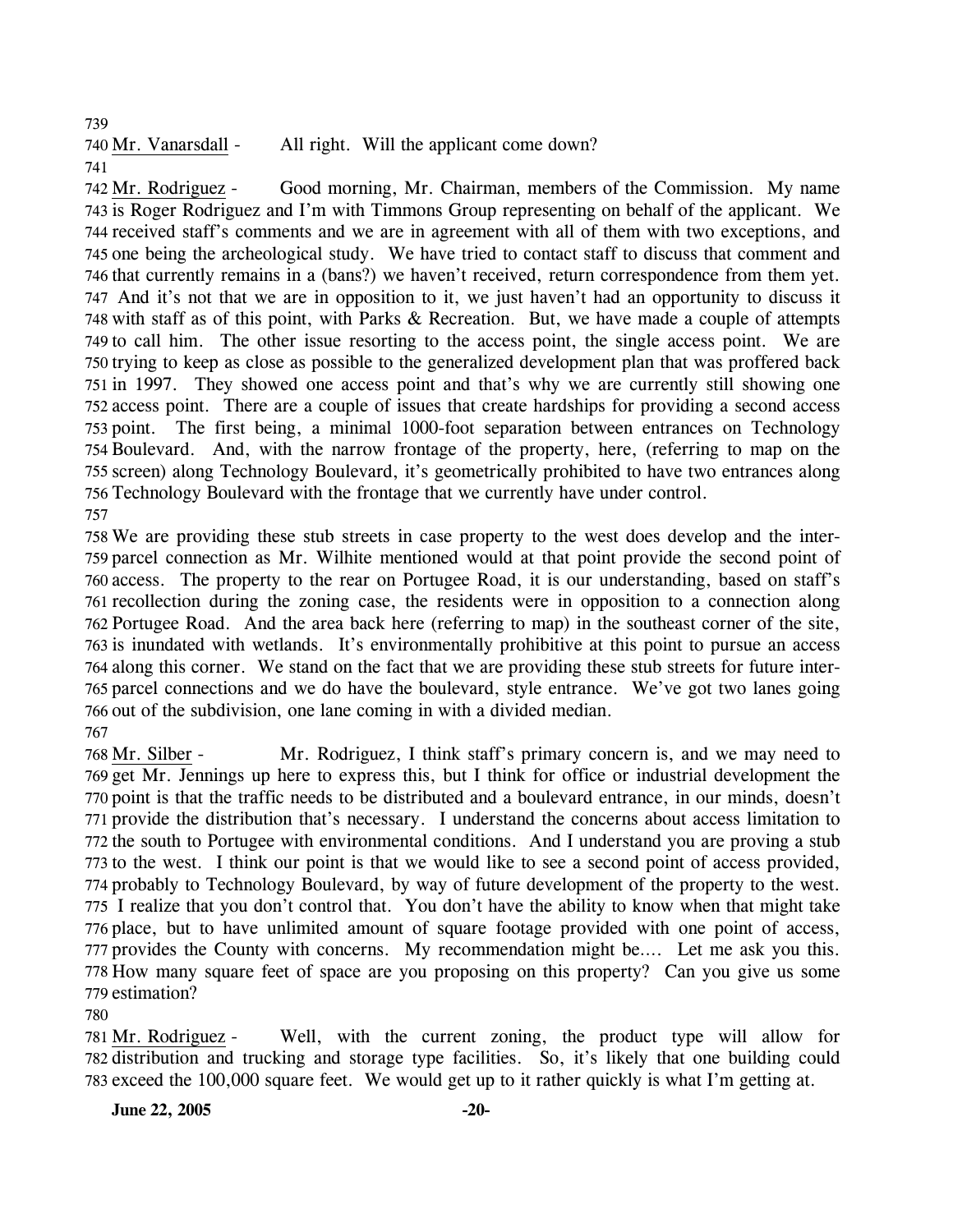Mr. Vanarsdall - All right. Will the applicant come down?

Mr. Rodriguez - Good morning, Mr. Chairman, members of the Commission. My name is Roger Rodriguez and I'm with Timmons Group representing on behalf of the applicant. We received staff's comments and we are in agreement with all of them with two exceptions, and one being the archeological study. We have tried to contact staff to discuss that comment and that currently remains in a (bans?) we haven't received, return correspondence from them yet. And it's not that we are in opposition to it, we just haven't had an opportunity to discuss it with staff as of this point, with Parks & Recreation. But, we have made a couple of attempts to call him. The other issue resorting to the access point, the single access point. We are trying to keep as close as possible to the generalized development plan that was proffered back in 1997. They showed one access point and that's why we are currently still showing one access point. There are a couple of issues that create hardships for providing a second access point. The first being, a minimal 1000-foot separation between entrances on Technology Boulevard. And, with the narrow frontage of the property, here, (referring to map on the screen) along Technology Boulevard, it's geometrically prohibited to have two entrances along Technology Boulevard with the frontage that we currently have under control.

We are providing these stub streets in case property to the west does develop and the inter-parcel connection as Mr. Wilhite mentioned would at that point provide the second point of access. The property to the rear on Portugee Road, it is our understanding, based on staff's recollection during the zoning case, the residents were in opposition to a connection along Portugee Road. And the area back here (referring to map) in the southeast corner of the site, is inundated with wetlands. It's environmentally prohibitive at this point to pursue an access along this corner. We stand on the fact that we are providing these stub streets for future inter-parcel connections and we do have the boulevard, style entrance. We've got two lanes going out of the subdivision, one lane coming in with a divided median.

Mr. Silber - Mr. Rodriguez, I think staff's primary concern is, and we may need to get Mr. Jennings up here to express this, but I think for office or industrial development the point is that the traffic needs to be distributed and a boulevard entrance, in our minds, doesn't provide the distribution that's necessary. I understand the concerns about access limitation to the south to Portugee with environmental conditions. And I understand you are proving a stub to the west. I think our point is that we would like to see a second point of access provided, probably to Technology Boulevard, by way of future development of the property to the west. I realize that you don't control that. You don't have the ability to know when that might take place, but to have unlimited amount of square footage provided with one point of access, provides the County with concerns. My recommendation might be.... Let me ask you this. How many square feet of space are you proposing on this property? Can you give us some estimation?

Mr. Rodriguez - Well, with the current zoning, the product type will allow for distribution and trucking and storage type facilities. So, it's likely that one building could exceed the 100,000 square feet. We would get up to it rather quickly is what I'm getting at.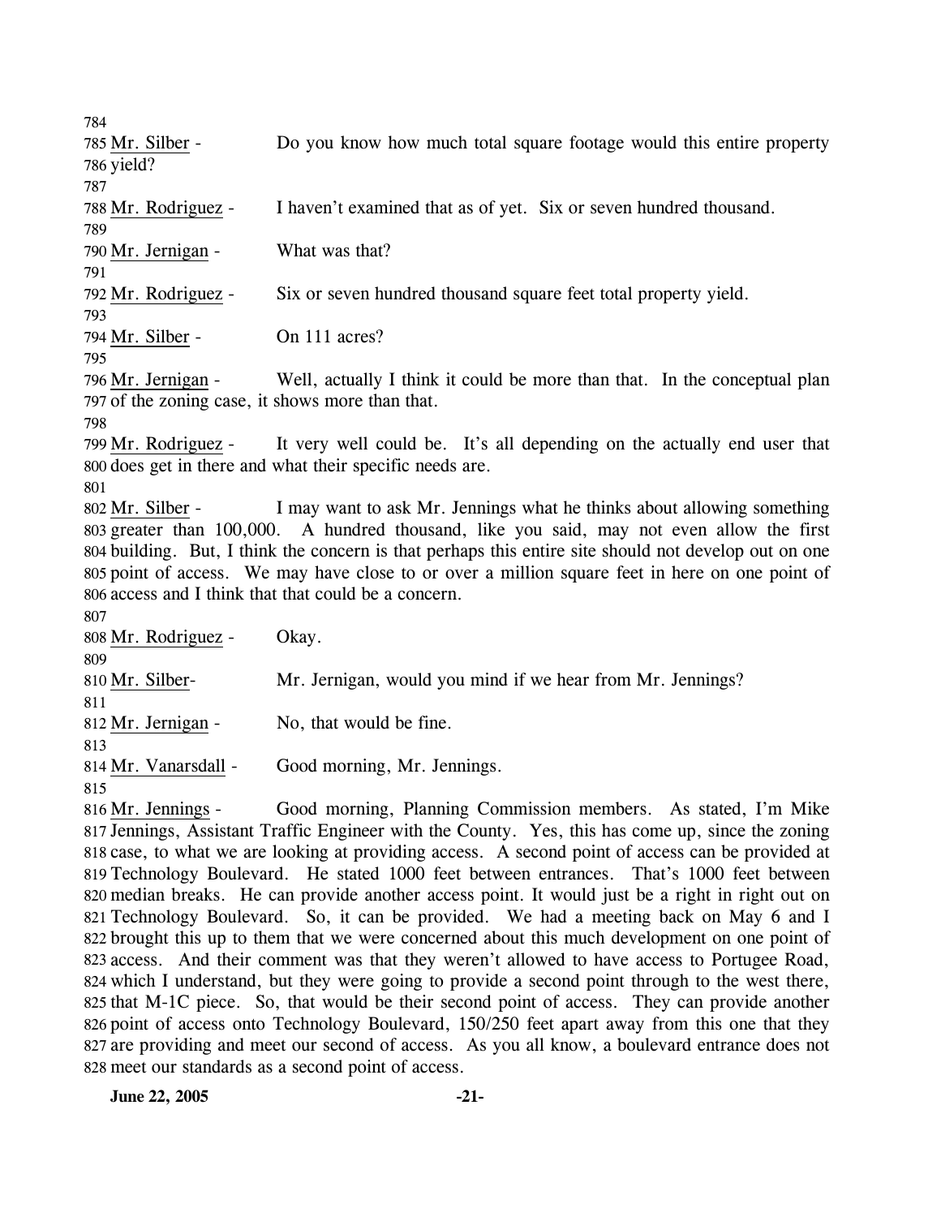Mr. Silber - Do you know how much total square footage would this entire property yield?

Mr. Rodriguez - I haven't examined that as of yet. Six or seven hundred thousand.

Mr. Jernigan - What was that?

Mr. Rodriguez - Six or seven hundred thousand square feet total property yield.

Mr. Silber - On 111 acres?

Mr. Jernigan - Well, actually I think it could be more than that. In the conceptual plan of the zoning case, it shows more than that.

Mr. Rodriguez - It very well could be. It's all depending on the actually end user that does get in there and what their specific needs are.

Mr. Silber - I may want to ask Mr. Jennings what he thinks about allowing something greater than 100,000. A hundred thousand, like you said, may not even allow the first building. But, I think the concern is that perhaps this entire site should not develop out on one point of access. We may have close to or over a million square feet in here on one point of access and I think that that could be a concern.

Mr. Rodriguez - Okay.

Mr. Silber- Mr. Jernigan, would you mind if we hear from Mr. Jennings?

Mr. Jernigan - No, that would be fine.

Mr. Vanarsdall - Good morning, Mr. Jennings.

Mr. Jennings - Good morning, Planning Commission members. As stated, I'm Mike Jennings, Assistant Traffic Engineer with the County. Yes, this has come up, since the zoning case, to what we are looking at providing access. A second point of access can be provided at Technology Boulevard. He stated 1000 feet between entrances. That's 1000 feet between median breaks. He can provide another access point. It would just be a right in right out on Technology Boulevard. So, it can be provided. We had a meeting back on May 6 and I brought this up to them that we were concerned about this much development on one point of access. And their comment was that they weren't allowed to have access to Portugee Road, which I understand, but they were going to provide a second point through to the west there, that M-1C piece. So, that would be their second point of access. They can provide another point of access onto Technology Boulevard, 150/250 feet apart away from this one that they are providing and meet our second of access. As you all know, a boulevard entrance does not meet our standards as a second point of access.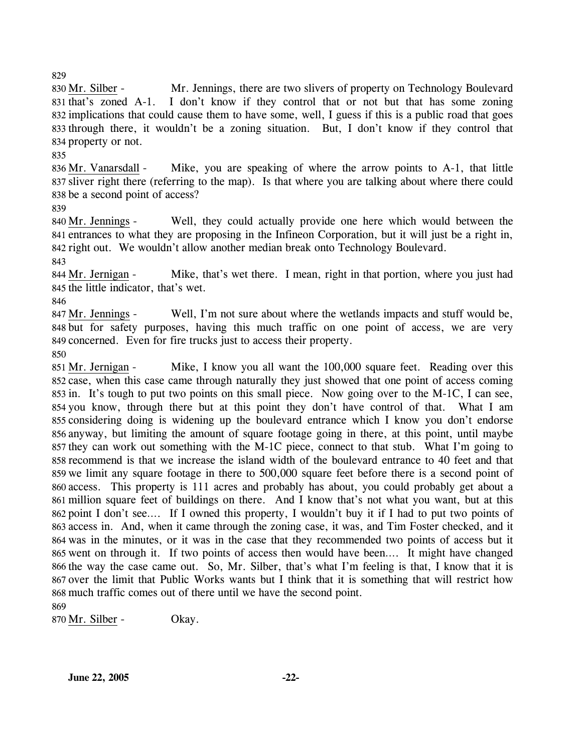829

830 Mr. Silber - Mr. Jennings, there are two slivers of property on Technology Boulevard 831 that's zoned A-1. I don't know if they control that or not but that has some zoning 832 implications that could cause them to have some, well, I guess if this is a public road that goes 833 through there, it wouldn't be a zoning situation. But, I don't know if they control that 834 property or not.

835

836 Mr. Vanarsdall - Mike, you are speaking of where the arrow points to A-1, that little 837 sliver right there (referring to the map). Is that where you are talking about where there could 838 be a second point of access?

839

840 Mr. Jennings - Well, they could actually provide one here which would between the 841 entrances to what they are proposing in the Infineon Corporation, but it will just be a right in, 842 right out. We wouldn't allow another median break onto Technology Boulevard.

843

844 Mr. Jernigan - Mike, that's wet there. I mean, right in that portion, where you just had 845 the little indicator, that's wet.

846

847 Mr. Jennings - Well, I'm not sure about where the wetlands impacts and stuff would be, 848 but for safety purposes, having this much traffic on one point of access, we are very 849 concerned. Even for fire trucks just to access their property.

850

851 Mr. Jernigan - Mike, I know you all want the 100,000 square feet. Reading over this 852 case, when this case came through naturally they just showed that one point of access coming 853 in. It's tough to put two points on this small piece. Now going over to the M-1C, I can see, 854 you know, through there but at this point they don't have control of that. What I am 855 considering doing is widening up the boulevard entrance which I know you don't endorse 856 anyway, but limiting the amount of square footage going in there, at this point, until maybe 857 they can work out something with the M-1C piece, connect to that stub. What I'm going to 858 recommend is that we increase the island width of the boulevard entrance to 40 feet and that 859 we limit any square footage in there to 500,000 square feet before there is a second point of 860 access. This property is 111 acres and probably has about, you could probably get about a 861 million square feet of buildings on there. And I know that's not what you want, but at this 862 point I don't see.... If I owned this property, I wouldn't buy it if I had to put two points of 863 access in. And, when it came through the zoning case, it was, and Tim Foster checked, and it 864 was in the minutes, or it was in the case that they recommended two points of access but it 865 went on through it. If two points of access then would have been.... It might have changed 866 the way the case came out. So, Mr. Silber, that's what I'm feeling is that, I know that it is 867 over the limit that Public Works wants but I think that it is something that will restrict how 868 much traffic comes out of there until we have the second point.

869

870 Mr. Silber - Okay.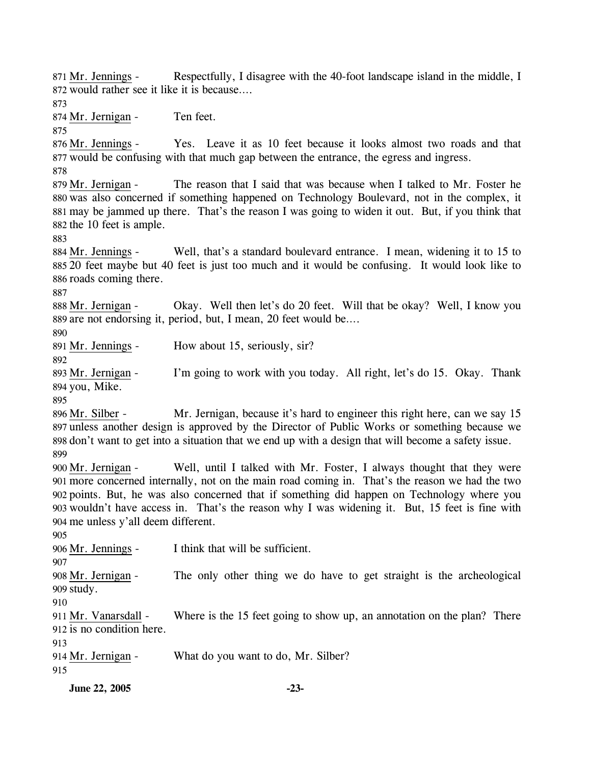Mr. Jennings - Respectfully, I disagree with the 40-foot landscape island in the middle, I would rather see it like it is because....

Mr. Jernigan - Ten feet.

Mr. Jennings - Yes. Leave it as 10 feet because it looks almost two roads and that would be confusing with that much gap between the entrance, the egress and ingress.

Mr. Jernigan - The reason that I said that was because when I talked to Mr. Foster he was also concerned if something happened on Technology Boulevard, not in the complex, it may be jammed up there. That's the reason I was going to widen it out. But, if you think that the 10 feet is ample.

Mr. Jennings - Well, that's a standard boulevard entrance. I mean, widening it to 15 to 20 feet maybe but 40 feet is just too much and it would be confusing. It would look like to roads coming there.

Mr. Jernigan - Okay. Well then let's do 20 feet. Will that be okay? Well, I know you are not endorsing it, period, but, I mean, 20 feet would be....

Mr. Jennings - How about 15, seriously, sir?

Mr. Jernigan - I'm going to work with you today. All right, let's do 15. Okay. Thank you, Mike.

Mr. Silber - Mr. Jernigan, because it's hard to engineer this right here, can we say 15 unless another design is approved by the Director of Public Works or something because we don't want to get into a situation that we end up with a design that will become a safety issue.

Mr. Jernigan - Well, until I talked with Mr. Foster, I always thought that they were more concerned internally, not on the main road coming in. That's the reason we had the two points. But, he was also concerned that if something did happen on Technology where you wouldn't have access in. That's the reason why I was widening it. But, 15 feet is fine with me unless y'all deem different.

Mr. Jennings - I think that will be sufficient.

Mr. Jernigan - The only other thing we do have to get straight is the archeological study.

Mr. Vanarsdall - Where is the 15 feet going to show up, an annotation on the plan? There is no condition here.

Mr. Jernigan - What do you want to do, Mr. Silber?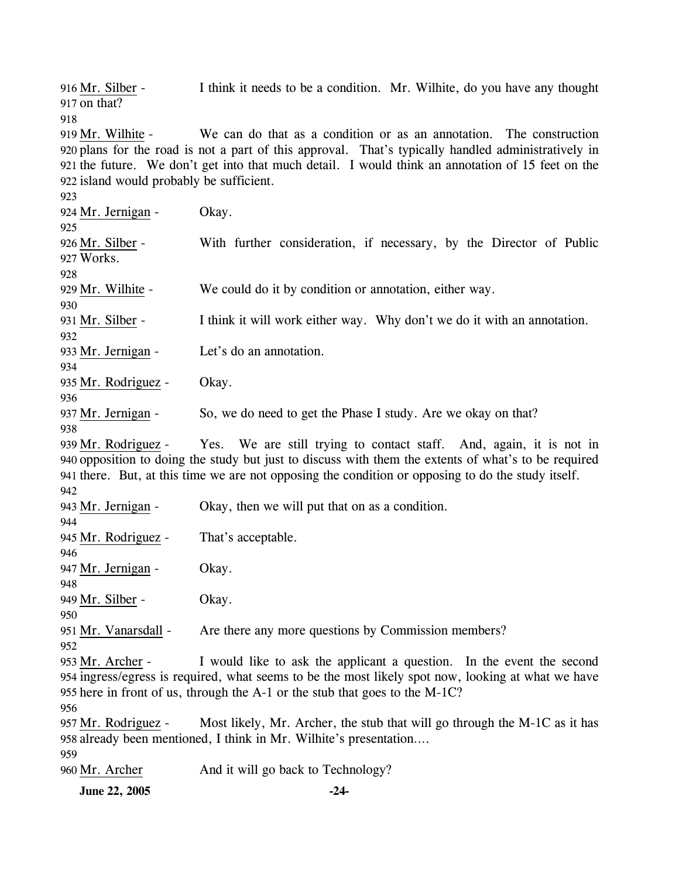916 Mr. Silber - I think it needs to be a condition. Mr. Wilhite, do you have any thought
917 on that?
918
919 Mr. Wilhite - We can do that as a condition or as an annotation. The construction
920 plans for the road is not a part of this approval. That's typically handled administratively in
921 the future. We don't get into that much detail. I would think an annotation of 15 feet on the
922 island would probably be sufficient.
923
924 Mr. Jernigan - Okay.
925
926 Mr. Silber - With further consideration, if necessary, by the Director of Public
927 Works.
928
929 Mr. Wilhite - We could do it by condition or annotation, either way.
930
931 Mr. Silber - I think it will work either way. Why don't we do it with an annotation.
932
933 Mr. Jernigan - Let's do an annotation.
934
935 Mr. Rodriguez - Okay.
936
937 Mr. Jernigan - So, we do need to get the Phase I study. Are we okay on that?
938
939 Mr. Rodriguez - Yes. We are still trying to contact staff. And, again, it is not in
940 opposition to doing the study but just to discuss with them the extents of what's to be required
941 there. But, at this time we are not opposing the condition or opposing to do the study itself.
942
943 Mr. Jernigan - Okay, then we will put that on as a condition.
944
945 Mr. Rodriguez - That's acceptable.
946
947 Mr. Jernigan - Okay.
948
949 Mr. Silber - Okay.
950
951 Mr. Vanarsdall - Are there any more questions by Commission members?
952
953 Mr. Archer - I would like to ask the applicant a question. In the event the second
954 ingress/egress is required, what seems to be the most likely spot now, looking at what we have
955 here in front of us, through the A-1 or the stub that goes to the M-1C?
956
957 Mr. Rodriguez - Most likely, Mr. Archer, the stub that will go through the M-1C as it has
958 already been mentioned, I think in Mr. Wilhite's presentation....
959
960 Mr. Archer And it will go back to Technology?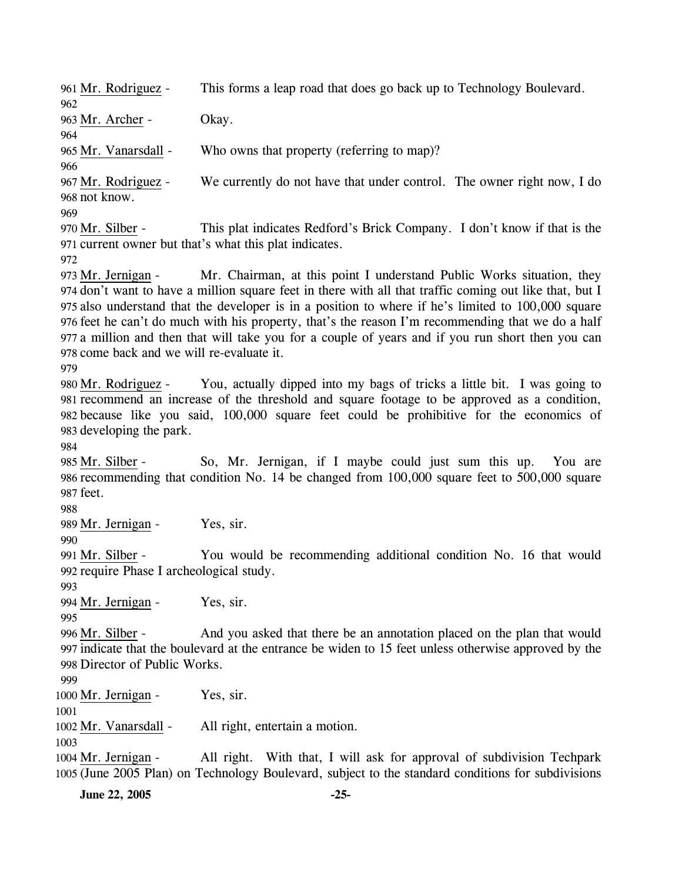961 Mr. Rodriguez - This forms a leap road that does go back up to Technology Boulevard.
962
963 Mr. Archer - Okay.
964
965 Mr. Vanarsdall - Who owns that property (referring to map)?
966
967 Mr. Rodriguez - We currently do not have that under control. The owner right now, I do
968 not know.
969
970 Mr. Silber - This plat indicates Redford's Brick Company. I don't know if that is the
971 current owner but that's what this plat indicates.
972
973 Mr. Jernigan - Mr. Chairman, at this point I understand Public Works situation, they
974 don't want to have a million square feet in there with all that traffic coming out like that, but I
975 also understand that the developer is in a position to where if he's limited to 100,000 square
976 feet he can't do much with his property, that's the reason I'm recommending that we do a half
977 a million and then that will take you for a couple of years and if you run short then you can
978 come back and we will re-evaluate it.
979
980 Mr. Rodriguez - You, actually dipped into my bags of tricks a little bit. I was going to
981 recommend an increase of the threshold and square footage to be approved as a condition,
982 because like you said, 100,000 square feet could be prohibitive for the economics of
983 developing the park.
984
985 Mr. Silber - So, Mr. Jernigan, if I maybe could just sum this up. You are
986 recommending that condition No. 14 be changed from 100,000 square feet to 500,000 square
987 feet.
988
989 Mr. Jernigan - Yes, sir.
990
991 Mr. Silber - You would be recommending additional condition No. 16 that would
992 require Phase I archeological study.
993
994 Mr. Jernigan - Yes, sir.
995
996 Mr. Silber - And you asked that there be an annotation placed on the plan that would
997 indicate that the boulevard at the entrance be widen to 15 feet unless otherwise approved by the
998 Director of Public Works.
999
1000 Mr. Jernigan - Yes, sir.
1001
1002 Mr. Vanarsdall - All right, entertain a motion.
1003
1004 Mr. Jernigan - All right. With that, I will ask for approval of subdivision Techpark
1005 (June 2005 Plan) on Technology Boulevard, subject to the standard conditions for subdivisions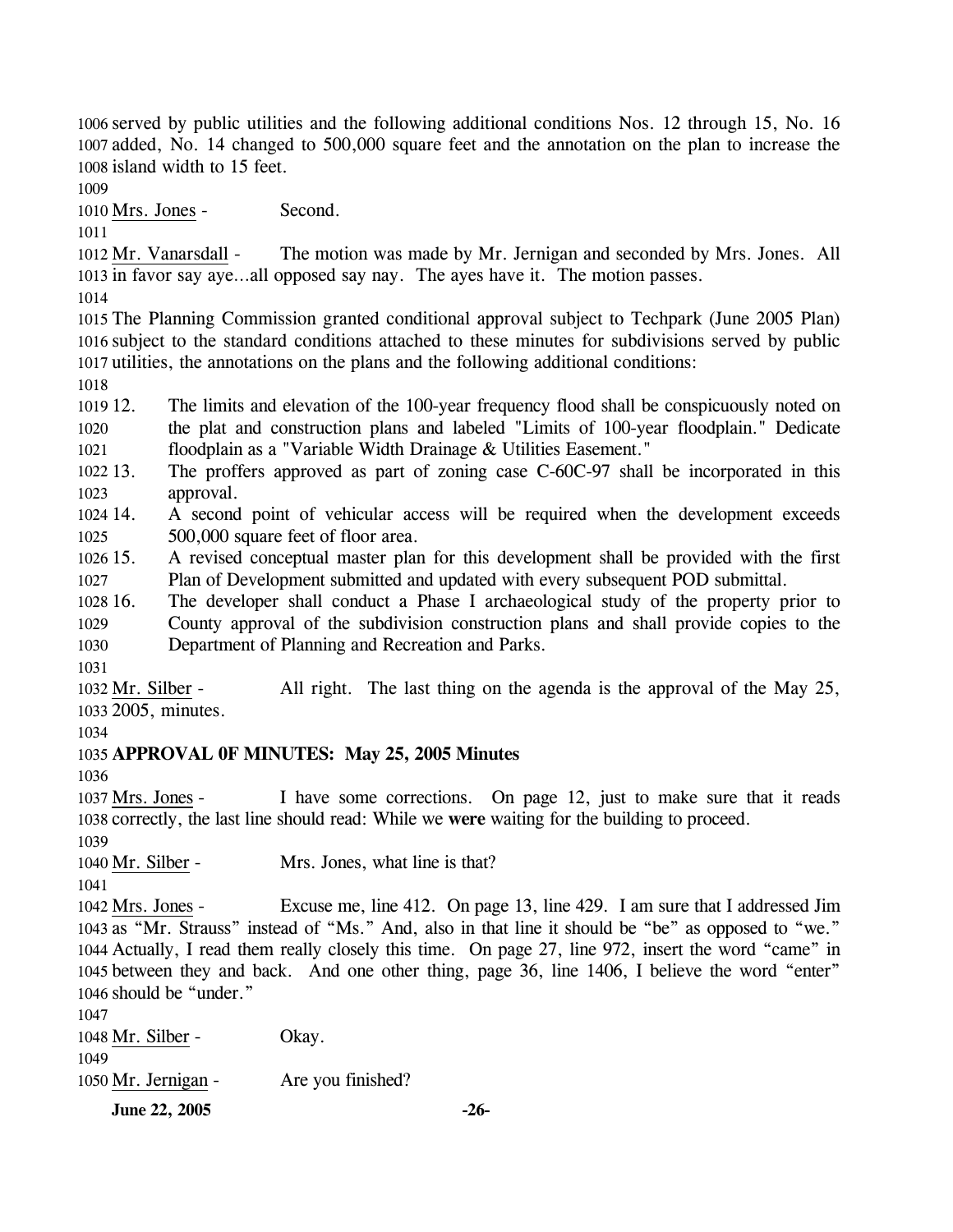served by public utilities and the following additional conditions Nos. 12 through 15, No. 16 added, No. 14 changed to 500,000 square feet and the annotation on the plan to increase the island width to 15 feet.

Mrs. Jones - Second.

Mr. Vanarsdall - The motion was made by Mr. Jernigan and seconded by Mrs. Jones. All in favor say aye…all opposed say nay. The ayes have it. The motion passes.

The Planning Commission granted conditional approval subject to Techpark (June 2005 Plan) subject to the standard conditions attached to these minutes for subdivisions served by public utilities, the annotations on the plans and the following additional conditions:

12. The limits and elevation of the 100-year frequency flood shall be conspicuously noted on the plat and construction plans and labeled "Limits of 100-year floodplain." Dedicate floodplain as a "Variable Width Drainage & Utilities Easement."
13. The proffers approved as part of zoning case C-60C-97 shall be incorporated in this approval.
14. A second point of vehicular access will be required when the development exceeds 500,000 square feet of floor area.
15. A revised conceptual master plan for this development shall be provided with the first Plan of Development submitted and updated with every subsequent POD submittal.
16. The developer shall conduct a Phase I archaeological study of the property prior to County approval of the subdivision construction plans and shall provide copies to the Department of Planning and Recreation and Parks.

Mr. Silber - All right. The last thing on the agenda is the approval of the May 25, 2005, minutes.

**APPROVAL 0F MINUTES: May 25, 2005 Minutes**

Mrs. Jones - I have some corrections. On page 12, just to make sure that it reads correctly, the last line should read: While we **were** waiting for the building to proceed.

Mr. Silber - Mrs. Jones, what line is that?

Mrs. Jones - Excuse me, line 412. On page 13, line 429. I am sure that I addressed Jim as "Mr. Strauss" instead of "Ms." And, also in that line it should be "be" as opposed to "we." Actually, I read them really closely this time. On page 27, line 972, insert the word "came" in between they and back. And one other thing, page 36, line 1406, I believe the word "enter" should be "under."

Mr. Silber - Okay.

Mr. Jernigan - Are you finished?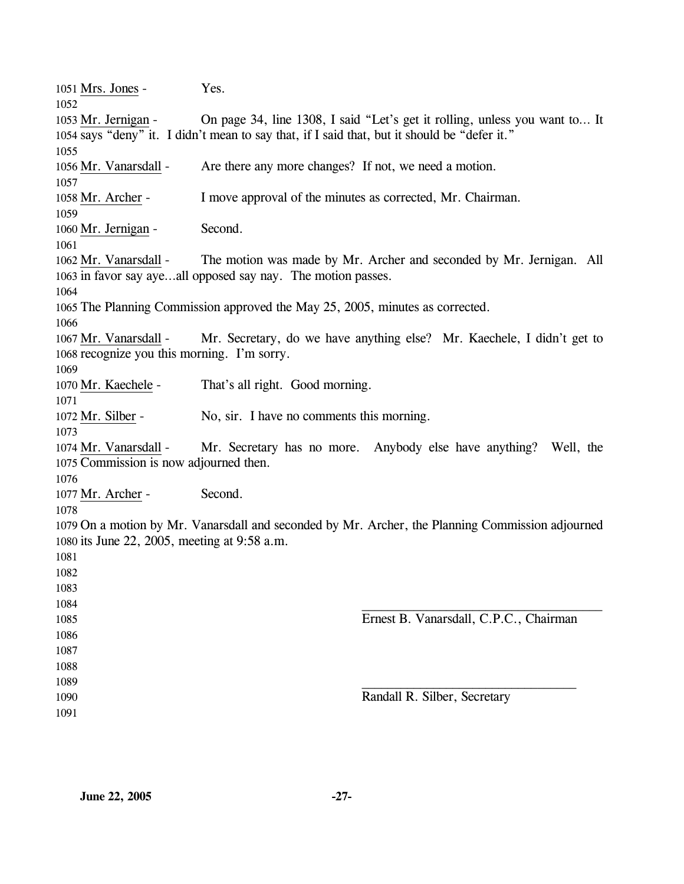Mrs. Jones - Yes.

Mr. Jernigan - On page 34, line 1308, I said "Let's get it rolling, unless you want to... It says "deny" it. I didn't mean to say that, if I said that, but it should be "defer it."

Mr. Vanarsdall - Are there any more changes? If not, we need a motion.

Mr. Archer - I move approval of the minutes as corrected, Mr. Chairman.

Mr. Jernigan - Second.

Mr. Vanarsdall - The motion was made by Mr. Archer and seconded by Mr. Jernigan. All in favor say aye…all opposed say nay. The motion passes.

The Planning Commission approved the May 25, 2005, minutes as corrected.

Mr. Vanarsdall - Mr. Secretary, do we have anything else? Mr. Kaechele, I didn't get to recognize you this morning. I'm sorry.

Mr. Kaechele - That's all right. Good morning.

Mr. Silber - No, sir. I have no comments this morning.

Mr. Vanarsdall - Mr. Secretary has no more. Anybody else have anything? Well, the Commission is now adjourned then.

Mr. Archer - Second.

On a motion by Mr. Vanarsdall and seconded by Mr. Archer, the Planning Commission adjourned its June 22, 2005, meeting at 9:58 a.m.

\_\_\_\_\_\_\_\_\_\_\_\_\_\_\_\_\_\_\_\_\_\_\_\_\_\_\_\_\_\_\_\_\_\_\_\_\_\_
Ernest B. Vanarsdall, C.P.C., Chairman

\_\_\_\_\_\_\_\_\_\_\_\_\_\_\_\_\_\_\_\_\_\_\_\_\_\_\_\_\_\_\_\_\_\_\_\_\_\_
Randall R. Silber, Secretary